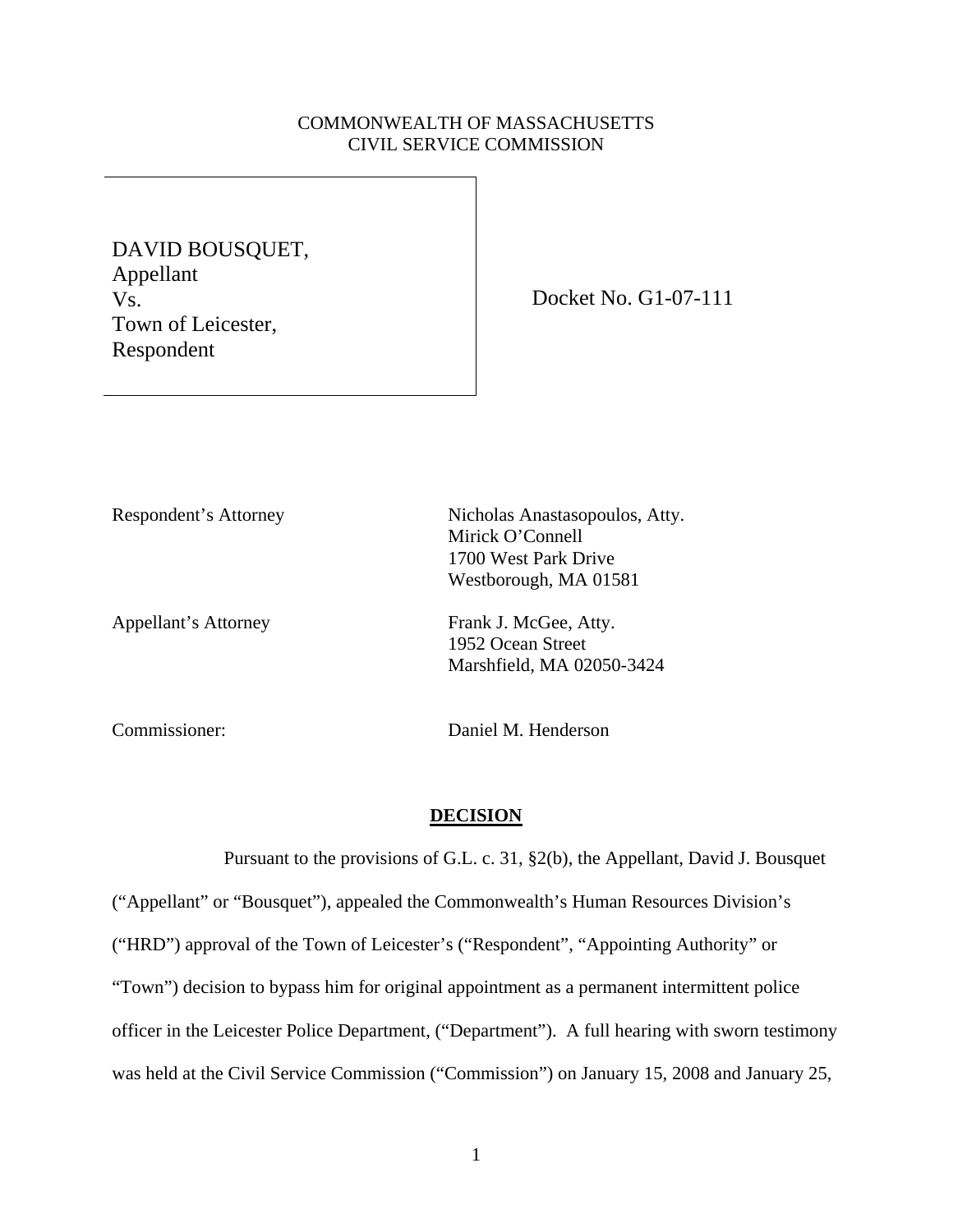COMMONWEALTH OF MASSACHUSETTS
CIVIL SERVICE COMMISSION

DAVID BOUSQUET,
Appellant
Vs.
Town of Leicester,
Respondent

Docket No. G1-07-111

Respondent's Attorney: Nicholas Anastasopoulos, Atty.
Mirick O'Connell
1700 West Park Drive
Westborough, MA 01581

Appellant's Attorney: Frank J. McGee, Atty.
1952 Ocean Street
Marshfield, MA 02050-3424

Commissioner: Daniel M. Henderson

## DECISION

Pursuant to the provisions of G.L. c. 31, §2(b), the Appellant, David J. Bousquet ("Appellant" or "Bousquet"), appealed the Commonwealth's Human Resources Division's ("HRD") approval of the Town of Leicester's ("Respondent", "Appointing Authority" or "Town") decision to bypass him for original appointment as a permanent intermittent police officer in the Leicester Police Department, ("Department"). A full hearing with sworn testimony was held at the Civil Service Commission ("Commission") on January 15, 2008 and January 25,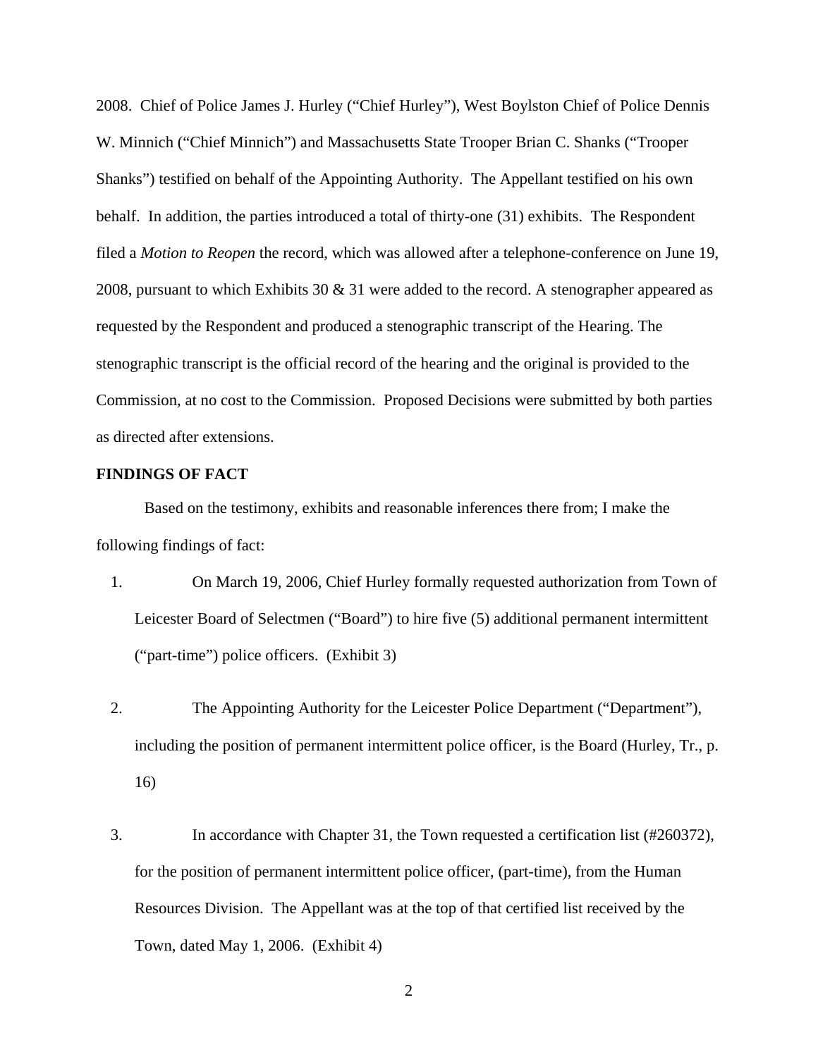2008. Chief of Police James J. Hurley ("Chief Hurley"), West Boylston Chief of Police Dennis W. Minnich ("Chief Minnich") and Massachusetts State Trooper Brian C. Shanks ("Trooper Shanks") testified on behalf of the Appointing Authority. The Appellant testified on his own behalf. In addition, the parties introduced a total of thirty-one (31) exhibits. The Respondent filed a *Motion to Reopen* the record, which was allowed after a telephone-conference on June 19, 2008, pursuant to which Exhibits 30 & 31 were added to the record. A stenographer appeared as requested by the Respondent and produced a stenographic transcript of the Hearing. The stenographic transcript is the official record of the hearing and the original is provided to the Commission, at no cost to the Commission. Proposed Decisions were submitted by both parties as directed after extensions.

**FINDINGS OF FACT**

Based on the testimony, exhibits and reasonable inferences there from; I make the following findings of fact:

1. On March 19, 2006, Chief Hurley formally requested authorization from Town of Leicester Board of Selectmen ("Board") to hire five (5) additional permanent intermittent ("part-time") police officers. (Exhibit 3)

2. The Appointing Authority for the Leicester Police Department ("Department"), including the position of permanent intermittent police officer, is the Board (Hurley, Tr., p. 16)

3. In accordance with Chapter 31, the Town requested a certification list (#260372), for the position of permanent intermittent police officer, (part-time), from the Human Resources Division. The Appellant was at the top of that certified list received by the Town, dated May 1, 2006. (Exhibit 4)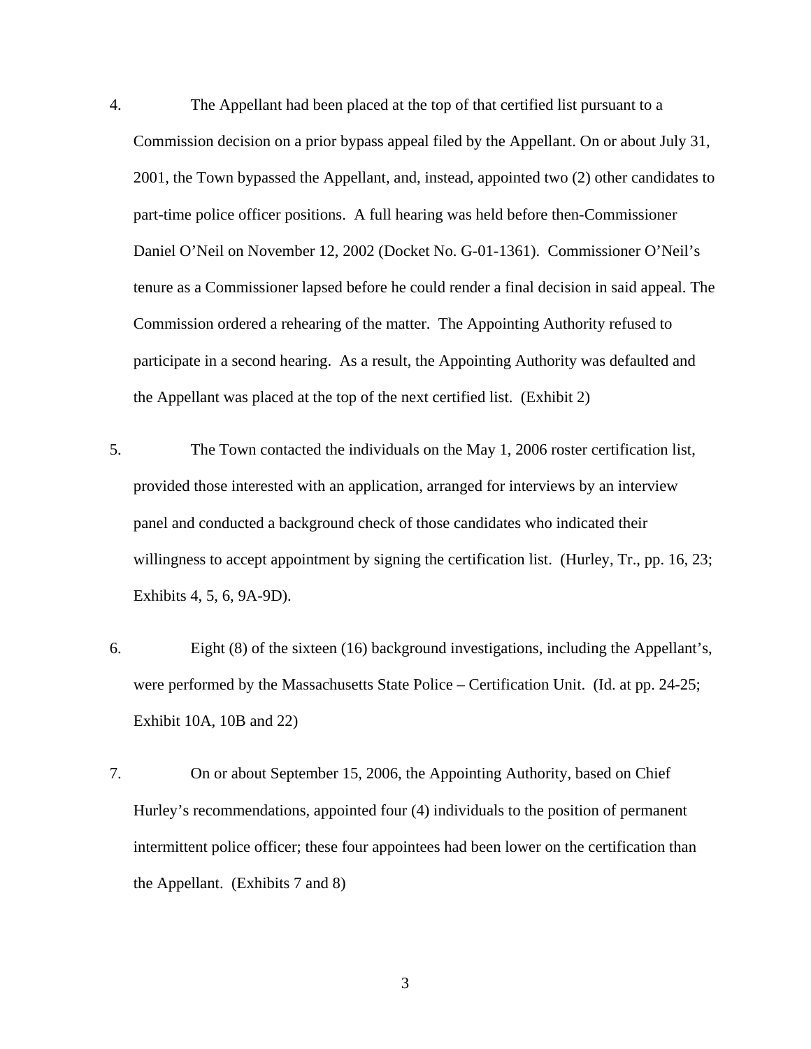4. The Appellant had been placed at the top of that certified list pursuant to a Commission decision on a prior bypass appeal filed by the Appellant. On or about July 31, 2001, the Town bypassed the Appellant, and, instead, appointed two (2) other candidates to part-time police officer positions. A full hearing was held before then-Commissioner Daniel O'Neil on November 12, 2002 (Docket No. G-01-1361). Commissioner O'Neil's tenure as a Commissioner lapsed before he could render a final decision in said appeal. The Commission ordered a rehearing of the matter. The Appointing Authority refused to participate in a second hearing. As a result, the Appointing Authority was defaulted and the Appellant was placed at the top of the next certified list. (Exhibit 2)

5. The Town contacted the individuals on the May 1, 2006 roster certification list, provided those interested with an application, arranged for interviews by an interview panel and conducted a background check of those candidates who indicated their willingness to accept appointment by signing the certification list. (Hurley, Tr., pp. 16, 23; Exhibits 4, 5, 6, 9A-9D).

6. Eight (8) of the sixteen (16) background investigations, including the Appellant's, were performed by the Massachusetts State Police – Certification Unit. (Id. at pp. 24-25; Exhibit 10A, 10B and 22)

7. On or about September 15, 2006, the Appointing Authority, based on Chief Hurley's recommendations, appointed four (4) individuals to the position of permanent intermittent police officer; these four appointees had been lower on the certification than the Appellant. (Exhibits 7 and 8)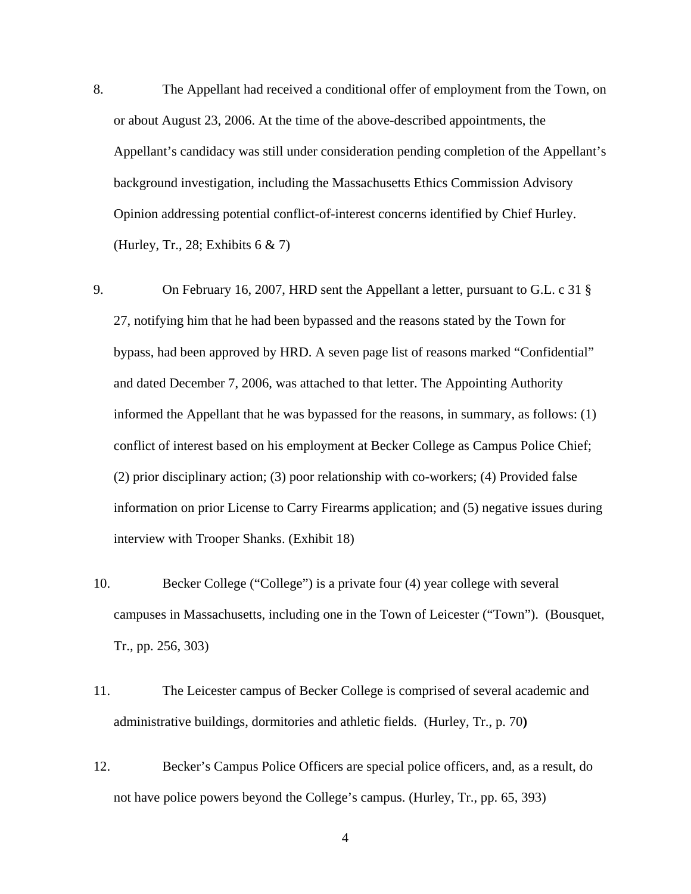8. The Appellant had received a conditional offer of employment from the Town, on or about August 23, 2006. At the time of the above-described appointments, the Appellant's candidacy was still under consideration pending completion of the Appellant's background investigation, including the Massachusetts Ethics Commission Advisory Opinion addressing potential conflict-of-interest concerns identified by Chief Hurley. (Hurley, Tr., 28; Exhibits 6 & 7)

9. On February 16, 2007, HRD sent the Appellant a letter, pursuant to G.L. c 31 § 27, notifying him that he had been bypassed and the reasons stated by the Town for bypass, had been approved by HRD. A seven page list of reasons marked "Confidential" and dated December 7, 2006, was attached to that letter. The Appointing Authority informed the Appellant that he was bypassed for the reasons, in summary, as follows: (1) conflict of interest based on his employment at Becker College as Campus Police Chief; (2) prior disciplinary action; (3) poor relationship with co-workers; (4) Provided false information on prior License to Carry Firearms application; and (5) negative issues during interview with Trooper Shanks. (Exhibit 18)

10. Becker College ("College") is a private four (4) year college with several campuses in Massachusetts, including one in the Town of Leicester ("Town"). (Bousquet, Tr., pp. 256, 303)

11. The Leicester campus of Becker College is comprised of several academic and administrative buildings, dormitories and athletic fields. (Hurley, Tr., p. 70**)**

12. Becker's Campus Police Officers are special police officers, and, as a result, do not have police powers beyond the College's campus. (Hurley, Tr., pp. 65, 393)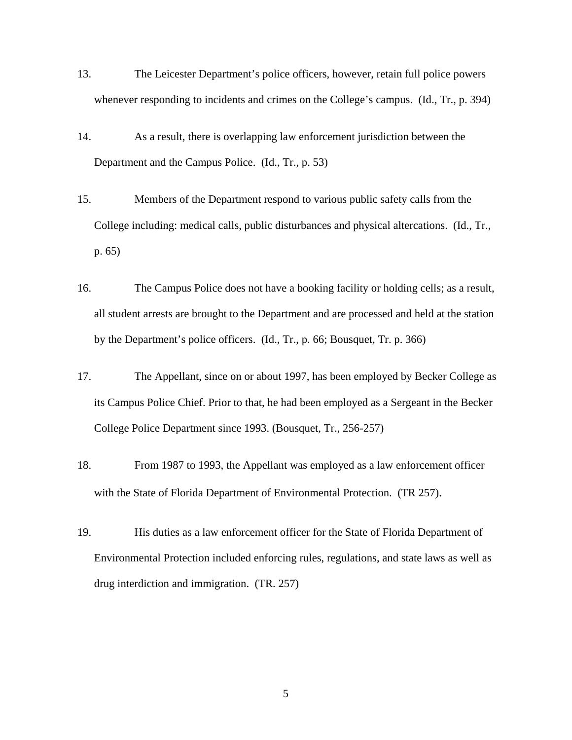13. The Leicester Department's police officers, however, retain full police powers whenever responding to incidents and crimes on the College's campus. (Id., Tr., p. 394)

14. As a result, there is overlapping law enforcement jurisdiction between the Department and the Campus Police. (Id., Tr., p. 53)

15. Members of the Department respond to various public safety calls from the College including: medical calls, public disturbances and physical altercations. (Id., Tr., p. 65)

16. The Campus Police does not have a booking facility or holding cells; as a result, all student arrests are brought to the Department and are processed and held at the station by the Department's police officers. (Id., Tr., p. 66; Bousquet, Tr. p. 366)

17. The Appellant, since on or about 1997, has been employed by Becker College as its Campus Police Chief. Prior to that, he had been employed as a Sergeant in the Becker College Police Department since 1993. (Bousquet, Tr., 256-257)

18. From 1987 to 1993, the Appellant was employed as a law enforcement officer with the State of Florida Department of Environmental Protection. (TR 257).

19. His duties as a law enforcement officer for the State of Florida Department of Environmental Protection included enforcing rules, regulations, and state laws as well as drug interdiction and immigration. (TR. 257)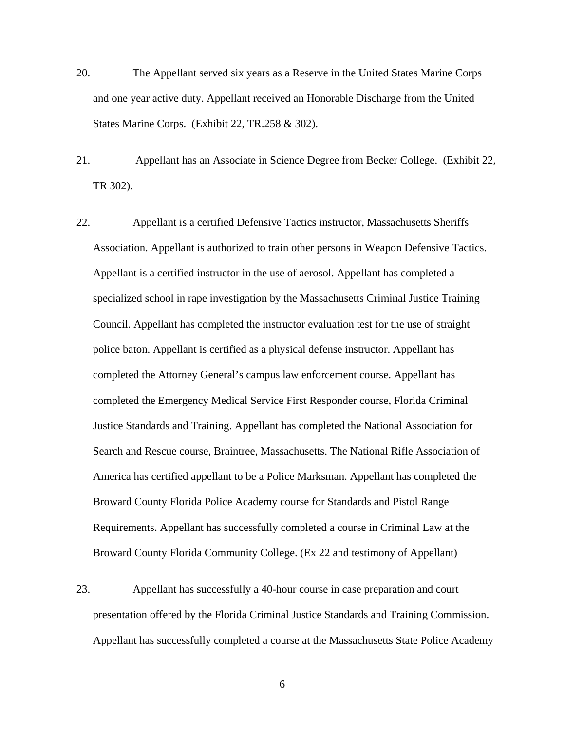20. The Appellant served six years as a Reserve in the United States Marine Corps and one year active duty. Appellant received an Honorable Discharge from the United States Marine Corps. (Exhibit 22, TR.258 & 302).

21. Appellant has an Associate in Science Degree from Becker College. (Exhibit 22, TR 302).

22. Appellant is a certified Defensive Tactics instructor, Massachusetts Sheriffs Association. Appellant is authorized to train other persons in Weapon Defensive Tactics. Appellant is a certified instructor in the use of aerosol. Appellant has completed a specialized school in rape investigation by the Massachusetts Criminal Justice Training Council. Appellant has completed the instructor evaluation test for the use of straight police baton. Appellant is certified as a physical defense instructor. Appellant has completed the Attorney General's campus law enforcement course. Appellant has completed the Emergency Medical Service First Responder course, Florida Criminal Justice Standards and Training. Appellant has completed the National Association for Search and Rescue course, Braintree, Massachusetts. The National Rifle Association of America has certified appellant to be a Police Marksman. Appellant has completed the Broward County Florida Police Academy course for Standards and Pistol Range Requirements. Appellant has successfully completed a course in Criminal Law at the Broward County Florida Community College. (Ex 22 and testimony of Appellant)

23. Appellant has successfully a 40-hour course in case preparation and court presentation offered by the Florida Criminal Justice Standards and Training Commission. Appellant has successfully completed a course at the Massachusetts State Police Academy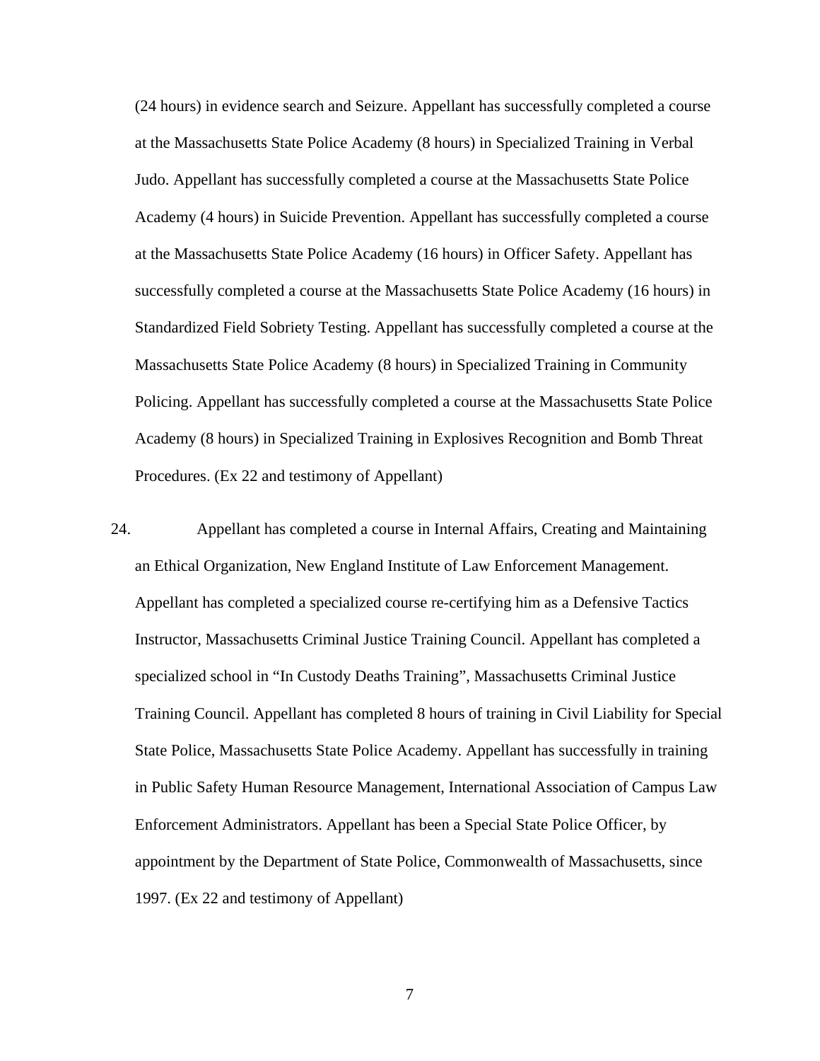(24 hours) in evidence search and Seizure. Appellant has successfully completed a course at the Massachusetts State Police Academy (8 hours) in Specialized Training in Verbal Judo. Appellant has successfully completed a course at the Massachusetts State Police Academy (4 hours) in Suicide Prevention. Appellant has successfully completed a course at the Massachusetts State Police Academy (16 hours) in Officer Safety. Appellant has successfully completed a course at the Massachusetts State Police Academy (16 hours) in Standardized Field Sobriety Testing. Appellant has successfully completed a course at the Massachusetts State Police Academy (8 hours) in Specialized Training in Community Policing. Appellant has successfully completed a course at the Massachusetts State Police Academy (8 hours) in Specialized Training in Explosives Recognition and Bomb Threat Procedures. (Ex 22 and testimony of Appellant)

24. Appellant has completed a course in Internal Affairs, Creating and Maintaining an Ethical Organization, New England Institute of Law Enforcement Management. Appellant has completed a specialized course re-certifying him as a Defensive Tactics Instructor, Massachusetts Criminal Justice Training Council. Appellant has completed a specialized school in "In Custody Deaths Training", Massachusetts Criminal Justice Training Council. Appellant has completed 8 hours of training in Civil Liability for Special State Police, Massachusetts State Police Academy. Appellant has successfully in training in Public Safety Human Resource Management, International Association of Campus Law Enforcement Administrators. Appellant has been a Special State Police Officer, by appointment by the Department of State Police, Commonwealth of Massachusetts, since 1997. (Ex 22 and testimony of Appellant)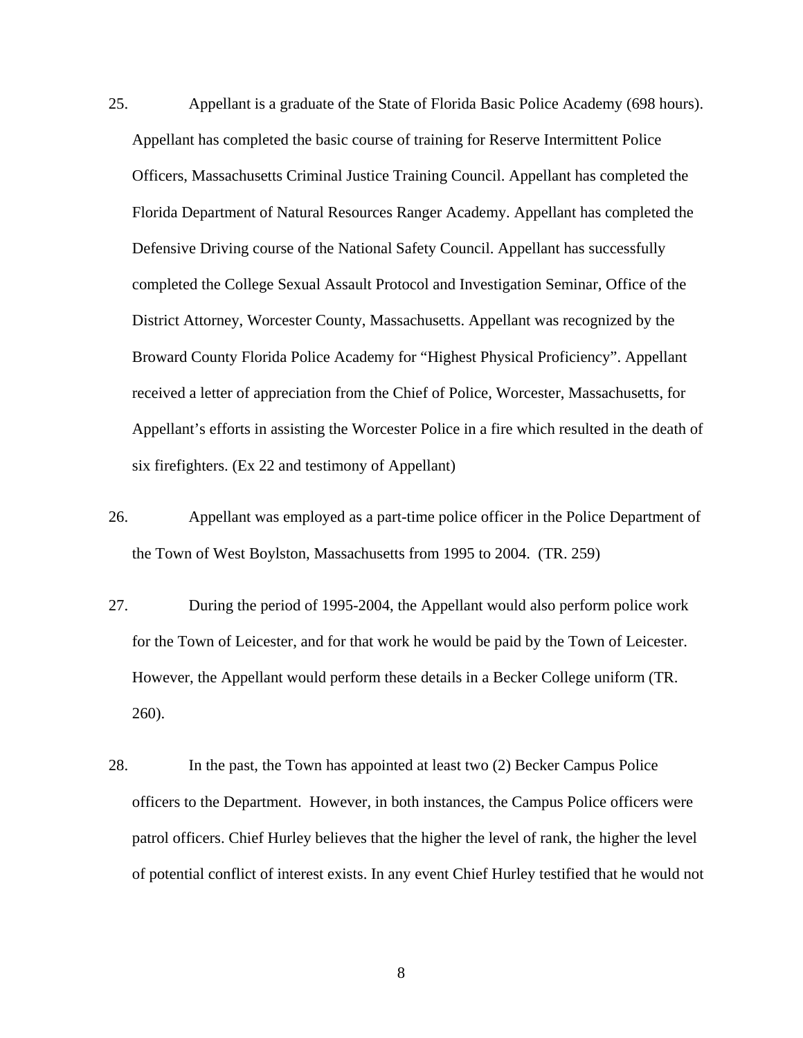25. Appellant is a graduate of the State of Florida Basic Police Academy (698 hours). Appellant has completed the basic course of training for Reserve Intermittent Police Officers, Massachusetts Criminal Justice Training Council. Appellant has completed the Florida Department of Natural Resources Ranger Academy. Appellant has completed the Defensive Driving course of the National Safety Council. Appellant has successfully completed the College Sexual Assault Protocol and Investigation Seminar, Office of the District Attorney, Worcester County, Massachusetts. Appellant was recognized by the Broward County Florida Police Academy for "Highest Physical Proficiency". Appellant received a letter of appreciation from the Chief of Police, Worcester, Massachusetts, for Appellant's efforts in assisting the Worcester Police in a fire which resulted in the death of six firefighters. (Ex 22 and testimony of Appellant)

26. Appellant was employed as a part-time police officer in the Police Department of the Town of West Boylston, Massachusetts from 1995 to 2004. (TR. 259)

27. During the period of 1995-2004, the Appellant would also perform police work for the Town of Leicester, and for that work he would be paid by the Town of Leicester. However, the Appellant would perform these details in a Becker College uniform (TR. 260).

28. In the past, the Town has appointed at least two (2) Becker Campus Police officers to the Department. However, in both instances, the Campus Police officers were patrol officers. Chief Hurley believes that the higher the level of rank, the higher the level of potential conflict of interest exists. In any event Chief Hurley testified that he would not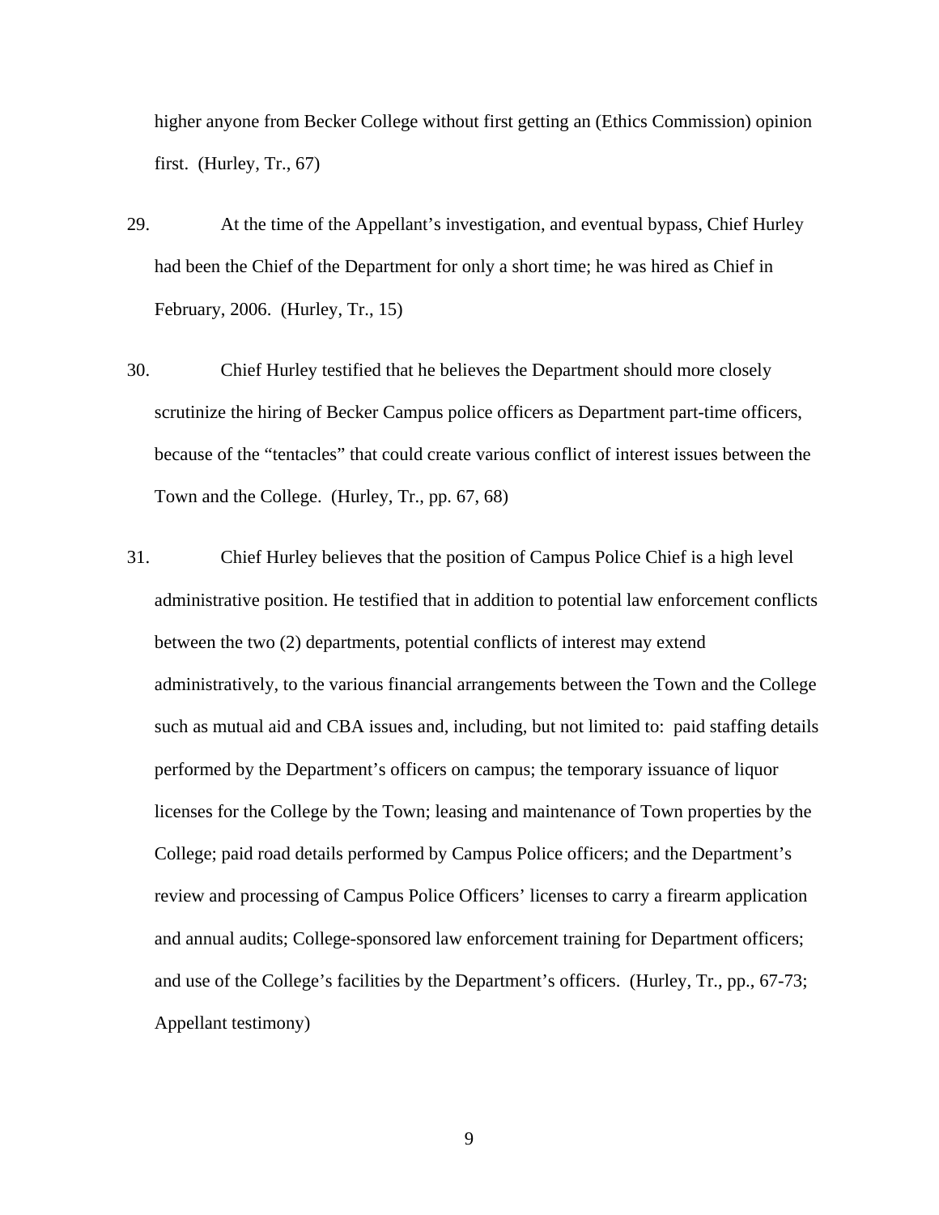higher anyone from Becker College without first getting an (Ethics Commission) opinion first. (Hurley, Tr., 67)

29. At the time of the Appellant's investigation, and eventual bypass, Chief Hurley had been the Chief of the Department for only a short time; he was hired as Chief in February, 2006. (Hurley, Tr., 15)

30. Chief Hurley testified that he believes the Department should more closely scrutinize the hiring of Becker Campus police officers as Department part-time officers, because of the "tentacles" that could create various conflict of interest issues between the Town and the College. (Hurley, Tr., pp. 67, 68)

31. Chief Hurley believes that the position of Campus Police Chief is a high level administrative position. He testified that in addition to potential law enforcement conflicts between the two (2) departments, potential conflicts of interest may extend administratively, to the various financial arrangements between the Town and the College such as mutual aid and CBA issues and, including, but not limited to: paid staffing details performed by the Department's officers on campus; the temporary issuance of liquor licenses for the College by the Town; leasing and maintenance of Town properties by the College; paid road details performed by Campus Police officers; and the Department's review and processing of Campus Police Officers' licenses to carry a firearm application and annual audits; College-sponsored law enforcement training for Department officers; and use of the College's facilities by the Department's officers. (Hurley, Tr., pp., 67-73; Appellant testimony)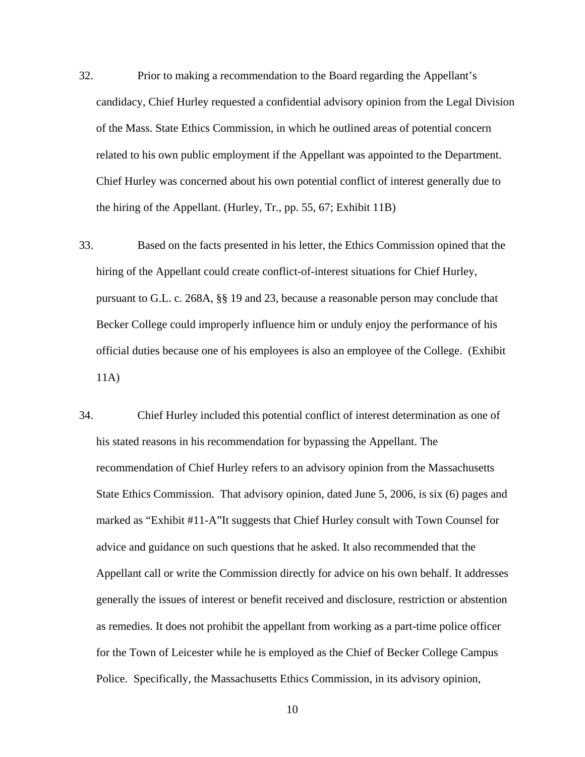32. Prior to making a recommendation to the Board regarding the Appellant's candidacy, Chief Hurley requested a confidential advisory opinion from the Legal Division of the Mass. State Ethics Commission, in which he outlined areas of potential concern related to his own public employment if the Appellant was appointed to the Department. Chief Hurley was concerned about his own potential conflict of interest generally due to the hiring of the Appellant. (Hurley, Tr., pp. 55, 67; Exhibit 11B)

33. Based on the facts presented in his letter, the Ethics Commission opined that the hiring of the Appellant could create conflict-of-interest situations for Chief Hurley, pursuant to G.L. c. 268A, §§ 19 and 23, because a reasonable person may conclude that Becker College could improperly influence him or unduly enjoy the performance of his official duties because one of his employees is also an employee of the College. (Exhibit 11A)

34. Chief Hurley included this potential conflict of interest determination as one of his stated reasons in his recommendation for bypassing the Appellant. The recommendation of Chief Hurley refers to an advisory opinion from the Massachusetts State Ethics Commission. That advisory opinion, dated June 5, 2006, is six (6) pages and marked as "Exhibit #11-A"It suggests that Chief Hurley consult with Town Counsel for advice and guidance on such questions that he asked. It also recommended that the Appellant call or write the Commission directly for advice on his own behalf. It addresses generally the issues of interest or benefit received and disclosure, restriction or abstention as remedies. It does not prohibit the appellant from working as a part-time police officer for the Town of Leicester while he is employed as the Chief of Becker College Campus Police. Specifically, the Massachusetts Ethics Commission, in its advisory opinion,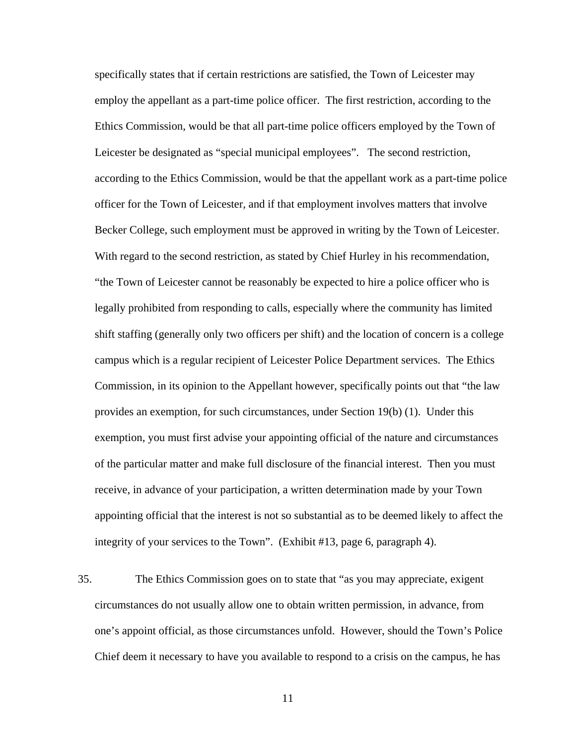specifically states that if certain restrictions are satisfied, the Town of Leicester may employ the appellant as a part-time police officer. The first restriction, according to the Ethics Commission, would be that all part-time police officers employed by the Town of Leicester be designated as "special municipal employees". The second restriction, according to the Ethics Commission, would be that the appellant work as a part-time police officer for the Town of Leicester, and if that employment involves matters that involve Becker College, such employment must be approved in writing by the Town of Leicester. With regard to the second restriction, as stated by Chief Hurley in his recommendation, "the Town of Leicester cannot be reasonably be expected to hire a police officer who is legally prohibited from responding to calls, especially where the community has limited shift staffing (generally only two officers per shift) and the location of concern is a college campus which is a regular recipient of Leicester Police Department services. The Ethics Commission, in its opinion to the Appellant however, specifically points out that "the law provides an exemption, for such circumstances, under Section 19(b) (1). Under this exemption, you must first advise your appointing official of the nature and circumstances of the particular matter and make full disclosure of the financial interest. Then you must receive, in advance of your participation, a written determination made by your Town appointing official that the interest is not so substantial as to be deemed likely to affect the integrity of your services to the Town". (Exhibit #13, page 6, paragraph 4).

35. The Ethics Commission goes on to state that "as you may appreciate, exigent circumstances do not usually allow one to obtain written permission, in advance, from one's appoint official, as those circumstances unfold. However, should the Town's Police Chief deem it necessary to have you available to respond to a crisis on the campus, he has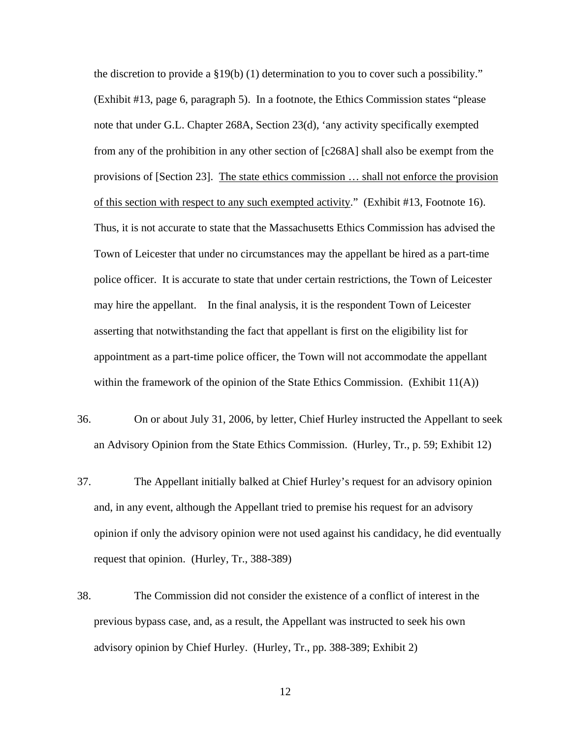the discretion to provide a §19(b) (1) determination to you to cover such a possibility." (Exhibit #13, page 6, paragraph 5). In a footnote, the Ethics Commission states "please note that under G.L. Chapter 268A, Section 23(d), 'any activity specifically exempted from any of the prohibition in any other section of [c268A] shall also be exempt from the provisions of [Section 23]. <u>The state ethics commission … shall not enforce the provision of this section with respect to any such exempted activity</u>." (Exhibit #13, Footnote 16). Thus, it is not accurate to state that the Massachusetts Ethics Commission has advised the Town of Leicester that under no circumstances may the appellant be hired as a part-time police officer. It is accurate to state that under certain restrictions, the Town of Leicester may hire the appellant. In the final analysis, it is the respondent Town of Leicester asserting that notwithstanding the fact that appellant is first on the eligibility list for appointment as a part-time police officer, the Town will not accommodate the appellant within the framework of the opinion of the State Ethics Commission. (Exhibit 11(A))

36. On or about July 31, 2006, by letter, Chief Hurley instructed the Appellant to seek an Advisory Opinion from the State Ethics Commission. (Hurley, Tr., p. 59; Exhibit 12)

37. The Appellant initially balked at Chief Hurley's request for an advisory opinion and, in any event, although the Appellant tried to premise his request for an advisory opinion if only the advisory opinion were not used against his candidacy, he did eventually request that opinion. (Hurley, Tr., 388-389)

38. The Commission did not consider the existence of a conflict of interest in the previous bypass case, and, as a result, the Appellant was instructed to seek his own advisory opinion by Chief Hurley. (Hurley, Tr., pp. 388-389; Exhibit 2)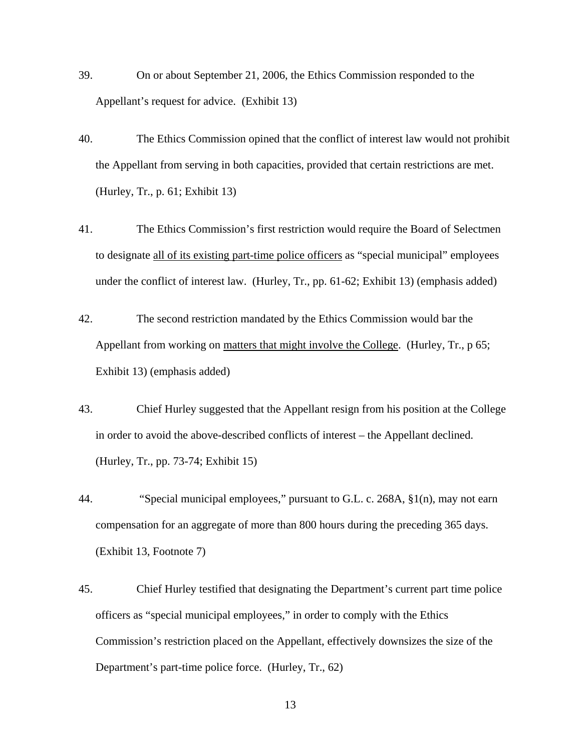39. On or about September 21, 2006, the Ethics Commission responded to the Appellant's request for advice. (Exhibit 13)

40. The Ethics Commission opined that the conflict of interest law would not prohibit the Appellant from serving in both capacities, provided that certain restrictions are met. (Hurley, Tr., p. 61; Exhibit 13)

41. The Ethics Commission's first restriction would require the Board of Selectmen to designate <u>all of its existing part-time police officers</u> as "special municipal" employees under the conflict of interest law. (Hurley, Tr., pp. 61-62; Exhibit 13) (emphasis added)

42. The second restriction mandated by the Ethics Commission would bar the Appellant from working on <u>matters that might involve the College</u>. (Hurley, Tr., p 65; Exhibit 13) (emphasis added)

43. Chief Hurley suggested that the Appellant resign from his position at the College in order to avoid the above-described conflicts of interest – the Appellant declined. (Hurley, Tr., pp. 73-74; Exhibit 15)

44. "Special municipal employees," pursuant to G.L. c. 268A, §1(n), may not earn compensation for an aggregate of more than 800 hours during the preceding 365 days. (Exhibit 13, Footnote 7)

45. Chief Hurley testified that designating the Department's current part time police officers as "special municipal employees," in order to comply with the Ethics Commission's restriction placed on the Appellant, effectively downsizes the size of the Department's part-time police force. (Hurley, Tr., 62)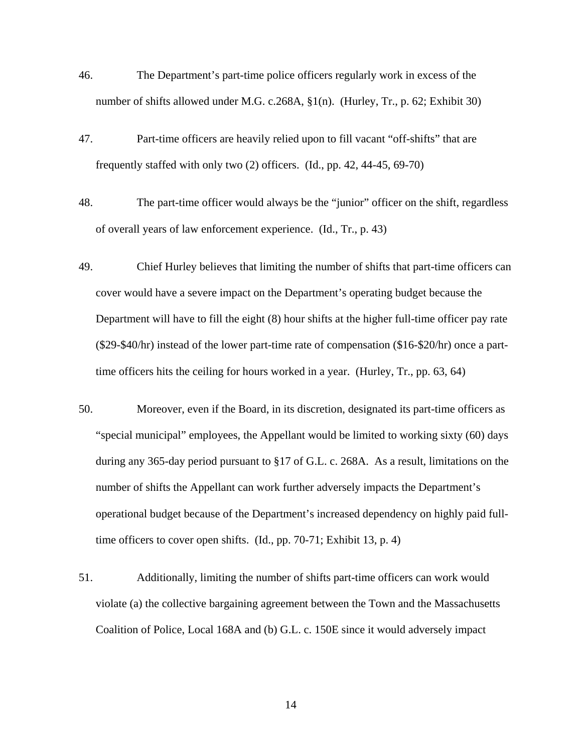46. The Department's part-time police officers regularly work in excess of the number of shifts allowed under M.G. c.268A, §1(n). (Hurley, Tr., p. 62; Exhibit 30)

47. Part-time officers are heavily relied upon to fill vacant "off-shifts" that are frequently staffed with only two (2) officers. (Id., pp. 42, 44-45, 69-70)

48. The part-time officer would always be the "junior" officer on the shift, regardless of overall years of law enforcement experience. (Id., Tr., p. 43)

49. Chief Hurley believes that limiting the number of shifts that part-time officers can cover would have a severe impact on the Department's operating budget because the Department will have to fill the eight (8) hour shifts at the higher full-time officer pay rate ($29-$40/hr) instead of the lower part-time rate of compensation ($16-$20/hr) once a part-time officers hits the ceiling for hours worked in a year. (Hurley, Tr., pp. 63, 64)

50. Moreover, even if the Board, in its discretion, designated its part-time officers as "special municipal" employees, the Appellant would be limited to working sixty (60) days during any 365-day period pursuant to §17 of G.L. c. 268A. As a result, limitations on the number of shifts the Appellant can work further adversely impacts the Department's operational budget because of the Department's increased dependency on highly paid full-time officers to cover open shifts. (Id., pp. 70-71; Exhibit 13, p. 4)

51. Additionally, limiting the number of shifts part-time officers can work would violate (a) the collective bargaining agreement between the Town and the Massachusetts Coalition of Police, Local 168A and (b) G.L. c. 150E since it would adversely impact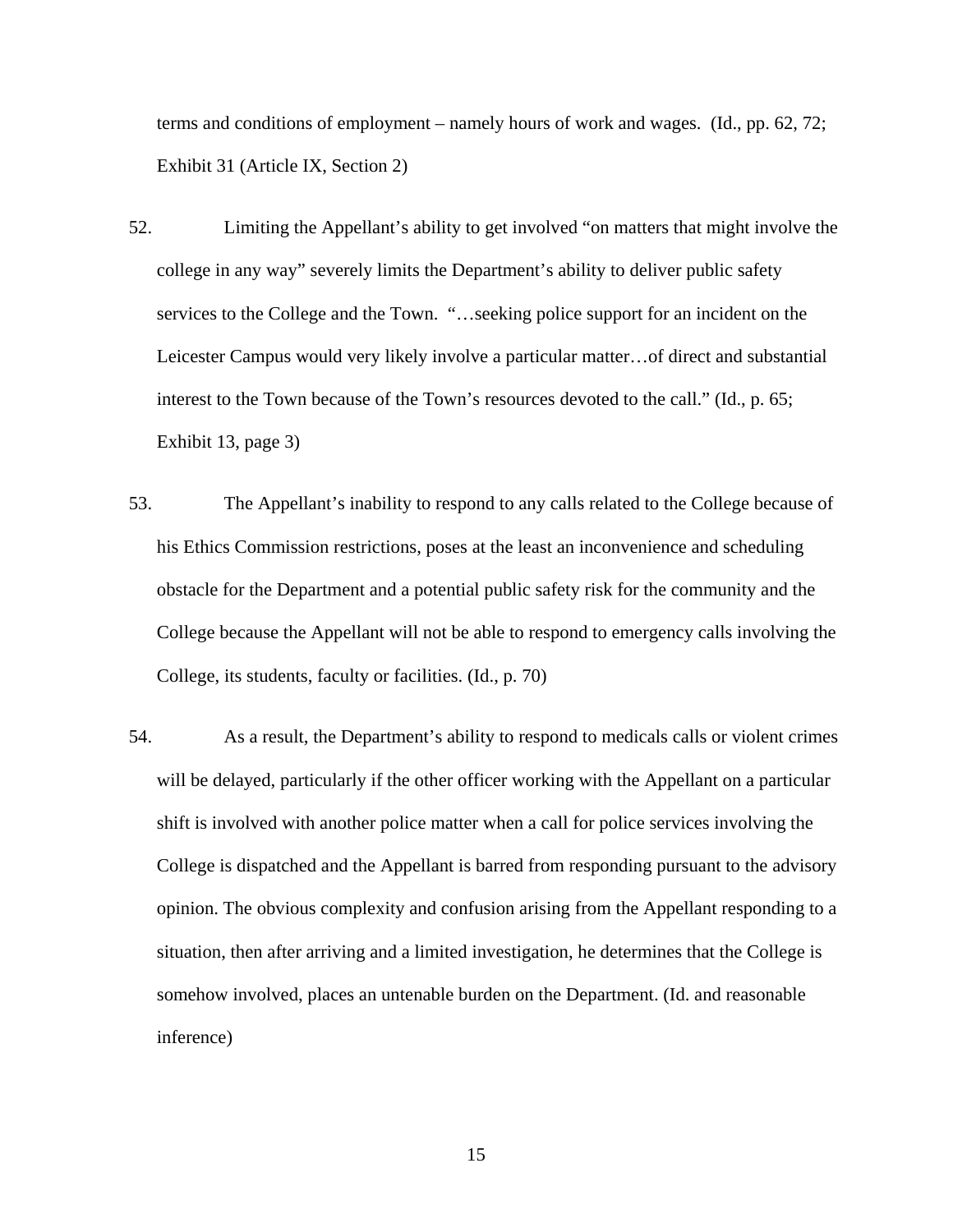terms and conditions of employment – namely hours of work and wages. (Id., pp. 62, 72; Exhibit 31 (Article IX, Section 2)

52. Limiting the Appellant's ability to get involved "on matters that might involve the college in any way" severely limits the Department's ability to deliver public safety services to the College and the Town. "…seeking police support for an incident on the Leicester Campus would very likely involve a particular matter…of direct and substantial interest to the Town because of the Town's resources devoted to the call." (Id., p. 65; Exhibit 13, page 3)

53. The Appellant's inability to respond to any calls related to the College because of his Ethics Commission restrictions, poses at the least an inconvenience and scheduling obstacle for the Department and a potential public safety risk for the community and the College because the Appellant will not be able to respond to emergency calls involving the College, its students, faculty or facilities. (Id., p. 70)

54. As a result, the Department's ability to respond to medicals calls or violent crimes will be delayed, particularly if the other officer working with the Appellant on a particular shift is involved with another police matter when a call for police services involving the College is dispatched and the Appellant is barred from responding pursuant to the advisory opinion. The obvious complexity and confusion arising from the Appellant responding to a situation, then after arriving and a limited investigation, he determines that the College is somehow involved, places an untenable burden on the Department. (Id. and reasonable inference)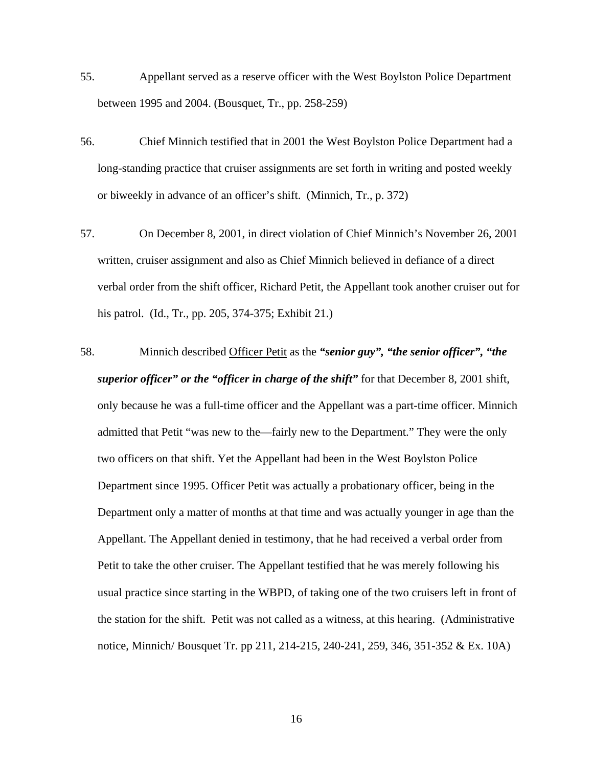55. Appellant served as a reserve officer with the West Boylston Police Department between 1995 and 2004. (Bousquet, Tr., pp. 258-259)

56. Chief Minnich testified that in 2001 the West Boylston Police Department had a long-standing practice that cruiser assignments are set forth in writing and posted weekly or biweekly in advance of an officer's shift. (Minnich, Tr., p. 372)

57. On December 8, 2001, in direct violation of Chief Minnich's November 26, 2001 written, cruiser assignment and also as Chief Minnich believed in defiance of a direct verbal order from the shift officer, Richard Petit, the Appellant took another cruiser out for his patrol. (Id., Tr., pp. 205, 374-375; Exhibit 21.)

58. Minnich described <u>Officer Petit</u> as the ***"senior guy", "the senior officer", "the superior officer" or the "officer in charge of the shift"*** for that December 8, 2001 shift, only because he was a full-time officer and the Appellant was a part-time officer. Minnich admitted that Petit "was new to the—fairly new to the Department." They were the only two officers on that shift. Yet the Appellant had been in the West Boylston Police Department since 1995. Officer Petit was actually a probationary officer, being in the Department only a matter of months at that time and was actually younger in age than the Appellant. The Appellant denied in testimony, that he had received a verbal order from Petit to take the other cruiser. The Appellant testified that he was merely following his usual practice since starting in the WBPD, of taking one of the two cruisers left in front of the station for the shift. Petit was not called as a witness, at this hearing. (Administrative notice, Minnich/ Bousquet Tr. pp 211, 214-215, 240-241, 259, 346, 351-352 & Ex. 10A)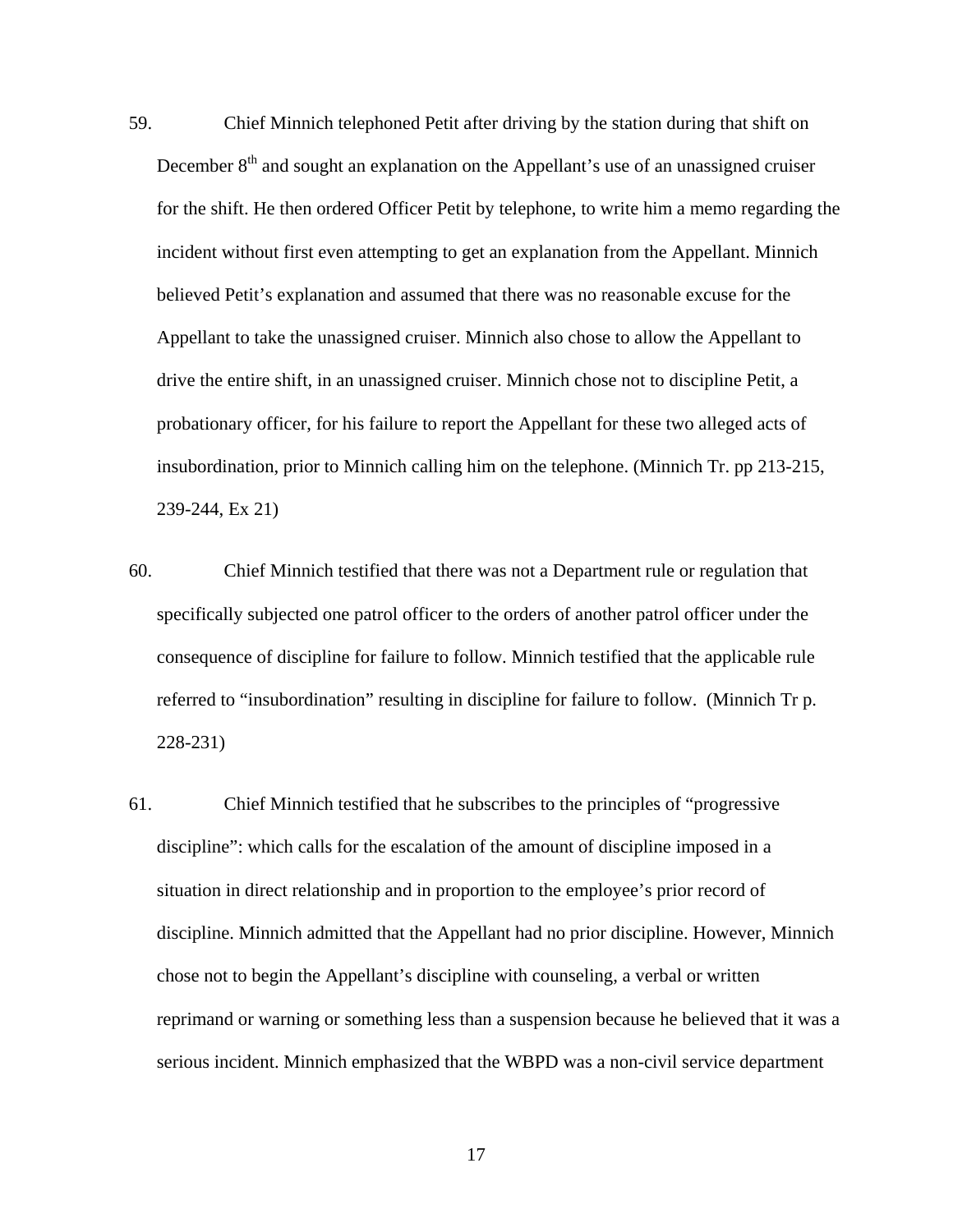59. Chief Minnich telephoned Petit after driving by the station during that shift on December 8th and sought an explanation on the Appellant's use of an unassigned cruiser for the shift. He then ordered Officer Petit by telephone, to write him a memo regarding the incident without first even attempting to get an explanation from the Appellant. Minnich believed Petit's explanation and assumed that there was no reasonable excuse for the Appellant to take the unassigned cruiser. Minnich also chose to allow the Appellant to drive the entire shift, in an unassigned cruiser. Minnich chose not to discipline Petit, a probationary officer, for his failure to report the Appellant for these two alleged acts of insubordination, prior to Minnich calling him on the telephone. (Minnich Tr. pp 213-215, 239-244, Ex 21)

60. Chief Minnich testified that there was not a Department rule or regulation that specifically subjected one patrol officer to the orders of another patrol officer under the consequence of discipline for failure to follow. Minnich testified that the applicable rule referred to "insubordination" resulting in discipline for failure to follow. (Minnich Tr p. 228-231)

61. Chief Minnich testified that he subscribes to the principles of "progressive discipline": which calls for the escalation of the amount of discipline imposed in a situation in direct relationship and in proportion to the employee's prior record of discipline. Minnich admitted that the Appellant had no prior discipline. However, Minnich chose not to begin the Appellant's discipline with counseling, a verbal or written reprimand or warning or something less than a suspension because he believed that it was a serious incident. Minnich emphasized that the WBPD was a non-civil service department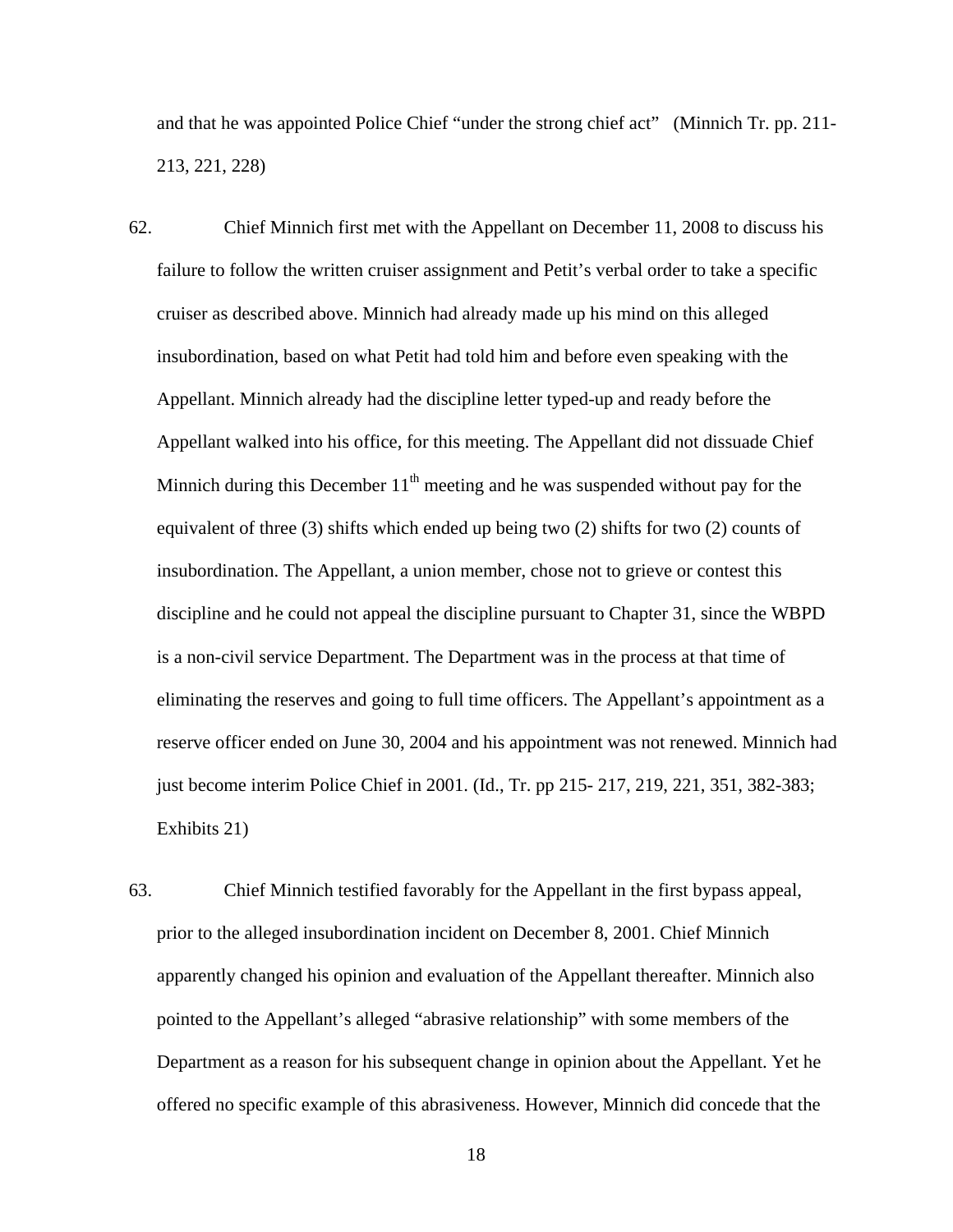and that he was appointed Police Chief "under the strong chief act" (Minnich Tr. pp. 211-213, 221, 228)

62. Chief Minnich first met with the Appellant on December 11, 2008 to discuss his failure to follow the written cruiser assignment and Petit's verbal order to take a specific cruiser as described above. Minnich had already made up his mind on this alleged insubordination, based on what Petit had told him and before even speaking with the Appellant. Minnich already had the discipline letter typed-up and ready before the Appellant walked into his office, for this meeting. The Appellant did not dissuade Chief Minnich during this December 11th meeting and he was suspended without pay for the equivalent of three (3) shifts which ended up being two (2) shifts for two (2) counts of insubordination. The Appellant, a union member, chose not to grieve or contest this discipline and he could not appeal the discipline pursuant to Chapter 31, since the WBPD is a non-civil service Department. The Department was in the process at that time of eliminating the reserves and going to full time officers. The Appellant's appointment as a reserve officer ended on June 30, 2004 and his appointment was not renewed. Minnich had just become interim Police Chief in 2001. (Id., Tr. pp 215- 217, 219, 221, 351, 382-383; Exhibits 21)

63. Chief Minnich testified favorably for the Appellant in the first bypass appeal, prior to the alleged insubordination incident on December 8, 2001. Chief Minnich apparently changed his opinion and evaluation of the Appellant thereafter. Minnich also pointed to the Appellant's alleged "abrasive relationship" with some members of the Department as a reason for his subsequent change in opinion about the Appellant. Yet he offered no specific example of this abrasiveness. However, Minnich did concede that the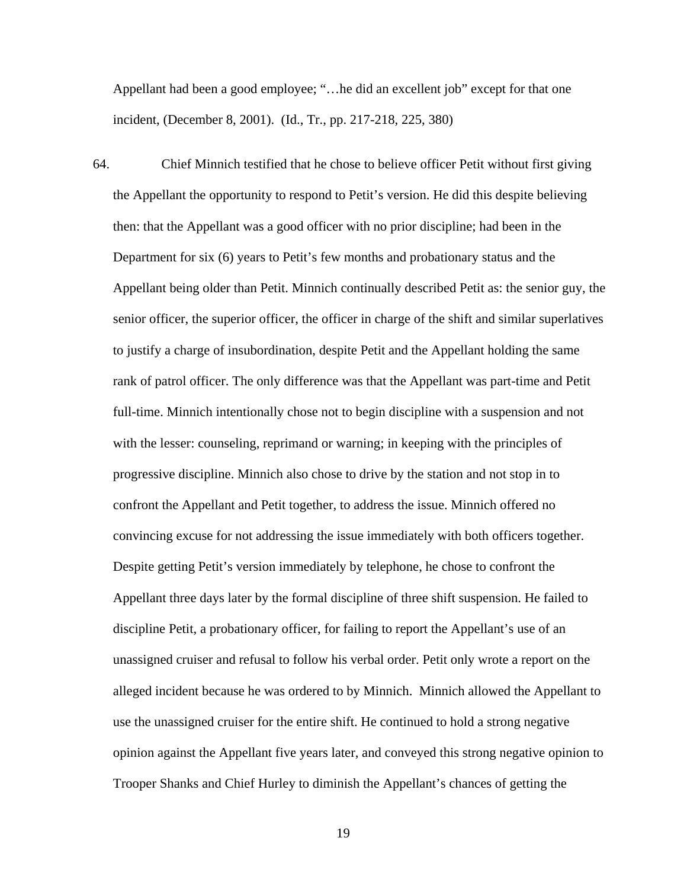Appellant had been a good employee; "…he did an excellent job" except for that one incident, (December 8, 2001). (Id., Tr., pp. 217-218, 225, 380)

64. Chief Minnich testified that he chose to believe officer Petit without first giving the Appellant the opportunity to respond to Petit's version. He did this despite believing then: that the Appellant was a good officer with no prior discipline; had been in the Department for six (6) years to Petit's few months and probationary status and the Appellant being older than Petit. Minnich continually described Petit as: the senior guy, the senior officer, the superior officer, the officer in charge of the shift and similar superlatives to justify a charge of insubordination, despite Petit and the Appellant holding the same rank of patrol officer. The only difference was that the Appellant was part-time and Petit full-time. Minnich intentionally chose not to begin discipline with a suspension and not with the lesser: counseling, reprimand or warning; in keeping with the principles of progressive discipline. Minnich also chose to drive by the station and not stop in to confront the Appellant and Petit together, to address the issue. Minnich offered no convincing excuse for not addressing the issue immediately with both officers together. Despite getting Petit's version immediately by telephone, he chose to confront the Appellant three days later by the formal discipline of three shift suspension. He failed to discipline Petit, a probationary officer, for failing to report the Appellant's use of an unassigned cruiser and refusal to follow his verbal order. Petit only wrote a report on the alleged incident because he was ordered to by Minnich. Minnich allowed the Appellant to use the unassigned cruiser for the entire shift. He continued to hold a strong negative opinion against the Appellant five years later, and conveyed this strong negative opinion to Trooper Shanks and Chief Hurley to diminish the Appellant's chances of getting the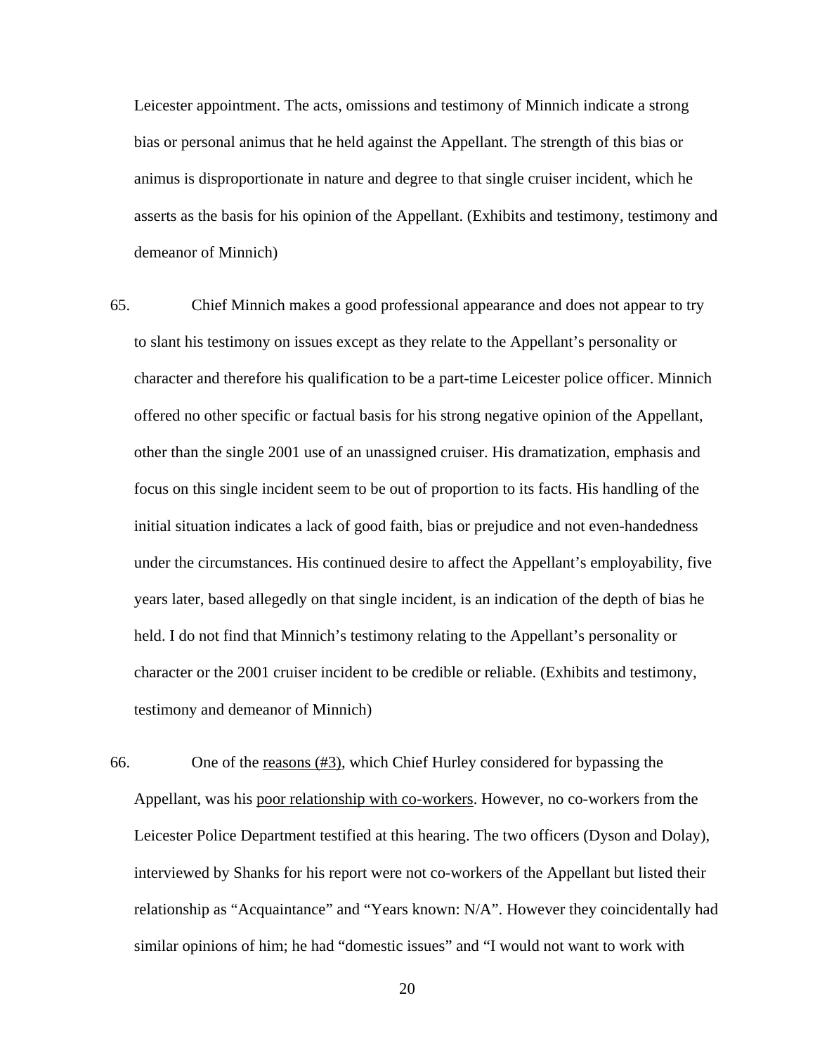Leicester appointment. The acts, omissions and testimony of Minnich indicate a strong bias or personal animus that he held against the Appellant. The strength of this bias or animus is disproportionate in nature and degree to that single cruiser incident, which he asserts as the basis for his opinion of the Appellant. (Exhibits and testimony, testimony and demeanor of Minnich)

65. Chief Minnich makes a good professional appearance and does not appear to try to slant his testimony on issues except as they relate to the Appellant's personality or character and therefore his qualification to be a part-time Leicester police officer. Minnich offered no other specific or factual basis for his strong negative opinion of the Appellant, other than the single 2001 use of an unassigned cruiser. His dramatization, emphasis and focus on this single incident seem to be out of proportion to its facts. His handling of the initial situation indicates a lack of good faith, bias or prejudice and not even-handedness under the circumstances. His continued desire to affect the Appellant's employability, five years later, based allegedly on that single incident, is an indication of the depth of bias he held. I do not find that Minnich's testimony relating to the Appellant's personality or character or the 2001 cruiser incident to be credible or reliable. (Exhibits and testimony, testimony and demeanor of Minnich)

66. One of the <u>reasons (#3)</u>, which Chief Hurley considered for bypassing the Appellant, was his <u>poor relationship with co-workers</u>. However, no co-workers from the Leicester Police Department testified at this hearing. The two officers (Dyson and Dolay), interviewed by Shanks for his report were not co-workers of the Appellant but listed their relationship as "Acquaintance" and "Years known: N/A". However they coincidentally had similar opinions of him; he had "domestic issues" and "I would not want to work with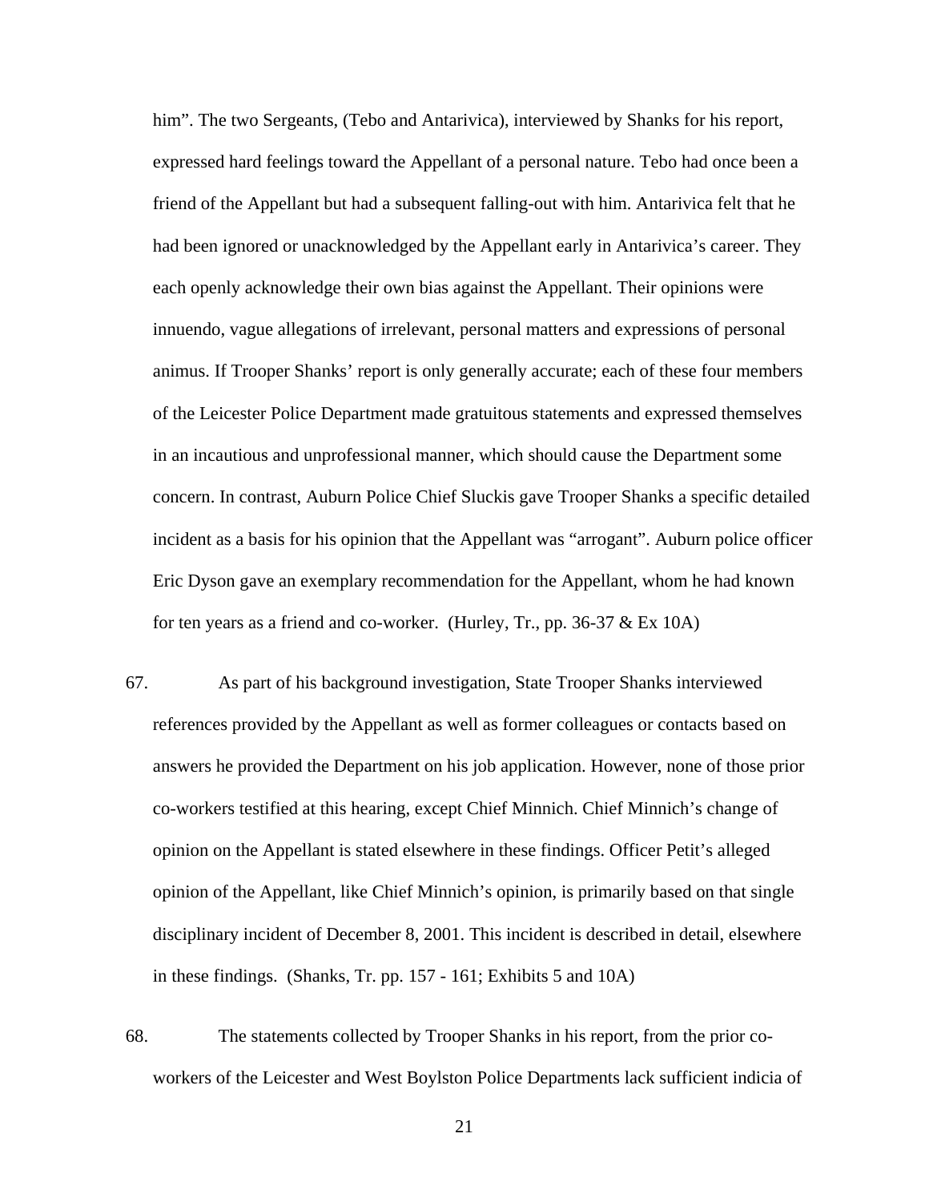him". The two Sergeants, (Tebo and Antarivica), interviewed by Shanks for his report, expressed hard feelings toward the Appellant of a personal nature. Tebo had once been a friend of the Appellant but had a subsequent falling-out with him. Antarivica felt that he had been ignored or unacknowledged by the Appellant early in Antarivica's career. They each openly acknowledge their own bias against the Appellant. Their opinions were innuendo, vague allegations of irrelevant, personal matters and expressions of personal animus. If Trooper Shanks' report is only generally accurate; each of these four members of the Leicester Police Department made gratuitous statements and expressed themselves in an incautious and unprofessional manner, which should cause the Department some concern. In contrast, Auburn Police Chief Sluckis gave Trooper Shanks a specific detailed incident as a basis for his opinion that the Appellant was "arrogant". Auburn police officer Eric Dyson gave an exemplary recommendation for the Appellant, whom he had known for ten years as a friend and co-worker. (Hurley, Tr., pp. 36-37 & Ex 10A)

67. As part of his background investigation, State Trooper Shanks interviewed references provided by the Appellant as well as former colleagues or contacts based on answers he provided the Department on his job application. However, none of those prior co-workers testified at this hearing, except Chief Minnich. Chief Minnich's change of opinion on the Appellant is stated elsewhere in these findings. Officer Petit's alleged opinion of the Appellant, like Chief Minnich's opinion, is primarily based on that single disciplinary incident of December 8, 2001. This incident is described in detail, elsewhere in these findings. (Shanks, Tr. pp. 157 - 161; Exhibits 5 and 10A)

68. The statements collected by Trooper Shanks in his report, from the prior co-workers of the Leicester and West Boylston Police Departments lack sufficient indicia of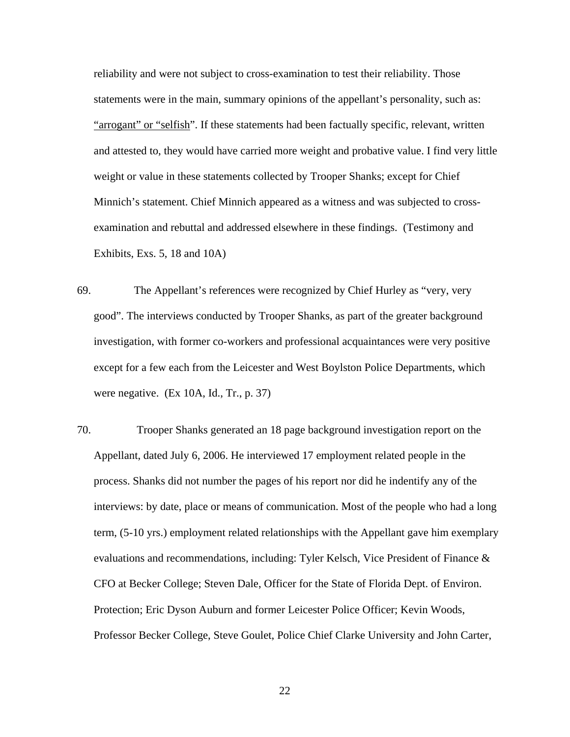reliability and were not subject to cross-examination to test their reliability. Those statements were in the main, summary opinions of the appellant's personality, such as: "arrogant" or "selfish". If these statements had been factually specific, relevant, written and attested to, they would have carried more weight and probative value. I find very little weight or value in these statements collected by Trooper Shanks; except for Chief Minnich's statement. Chief Minnich appeared as a witness and was subjected to cross-examination and rebuttal and addressed elsewhere in these findings. (Testimony and Exhibits, Exs. 5, 18 and 10A)

69. The Appellant's references were recognized by Chief Hurley as "very, very good". The interviews conducted by Trooper Shanks, as part of the greater background investigation, with former co-workers and professional acquaintances were very positive except for a few each from the Leicester and West Boylston Police Departments, which were negative. (Ex 10A, Id., Tr., p. 37)

70. Trooper Shanks generated an 18 page background investigation report on the Appellant, dated July 6, 2006. He interviewed 17 employment related people in the process. Shanks did not number the pages of his report nor did he indentify any of the interviews: by date, place or means of communication. Most of the people who had a long term, (5-10 yrs.) employment related relationships with the Appellant gave him exemplary evaluations and recommendations, including: Tyler Kelsch, Vice President of Finance & CFO at Becker College; Steven Dale, Officer for the State of Florida Dept. of Environ. Protection; Eric Dyson Auburn and former Leicester Police Officer; Kevin Woods, Professor Becker College, Steve Goulet, Police Chief Clarke University and John Carter,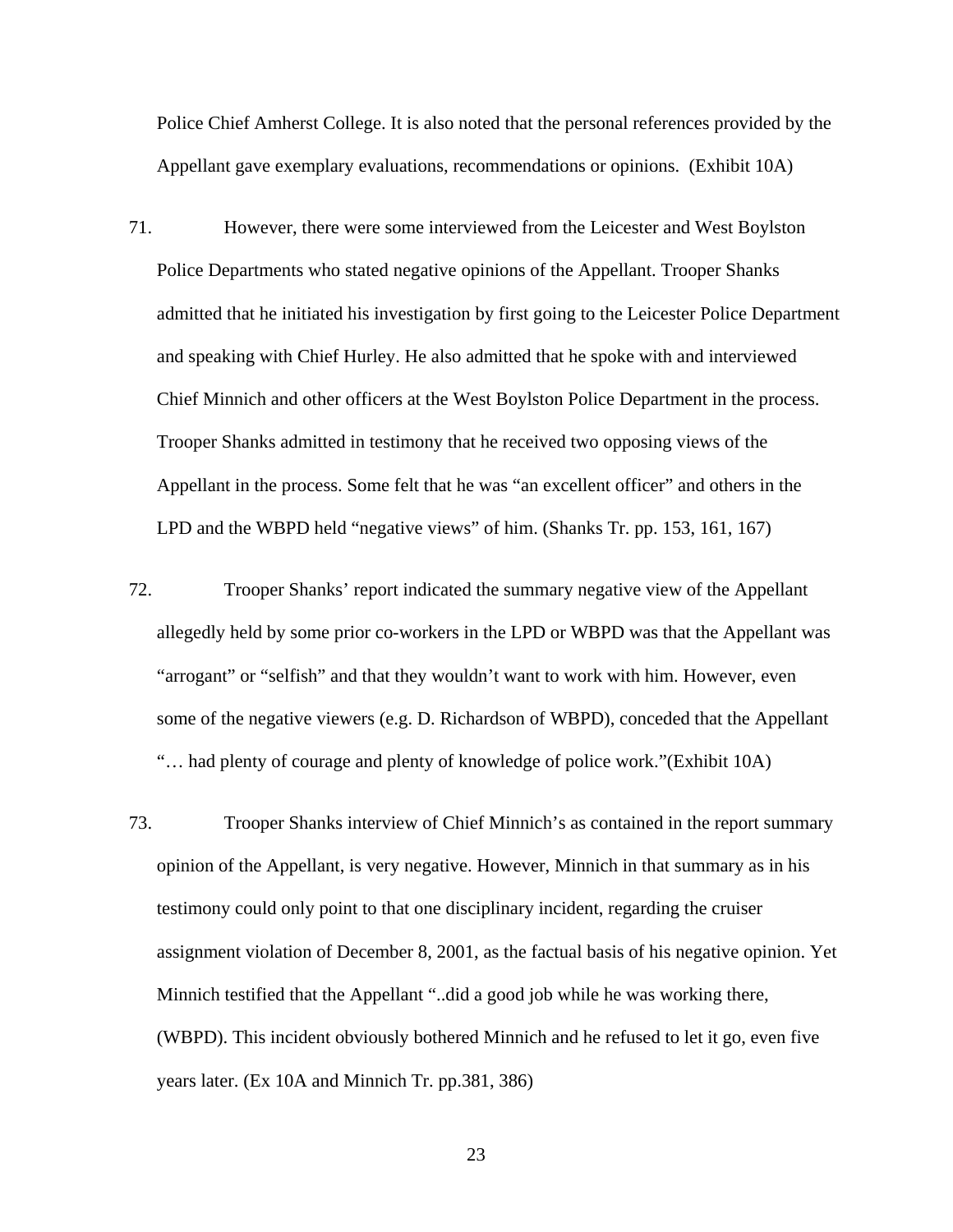Police Chief Amherst College. It is also noted that the personal references provided by the Appellant gave exemplary evaluations, recommendations or opinions. (Exhibit 10A)

71. However, there were some interviewed from the Leicester and West Boylston Police Departments who stated negative opinions of the Appellant. Trooper Shanks admitted that he initiated his investigation by first going to the Leicester Police Department and speaking with Chief Hurley. He also admitted that he spoke with and interviewed Chief Minnich and other officers at the West Boylston Police Department in the process. Trooper Shanks admitted in testimony that he received two opposing views of the Appellant in the process. Some felt that he was "an excellent officer" and others in the LPD and the WBPD held "negative views" of him. (Shanks Tr. pp. 153, 161, 167)

72. Trooper Shanks' report indicated the summary negative view of the Appellant allegedly held by some prior co-workers in the LPD or WBPD was that the Appellant was "arrogant" or "selfish" and that they wouldn't want to work with him. However, even some of the negative viewers (e.g. D. Richardson of WBPD), conceded that the Appellant "… had plenty of courage and plenty of knowledge of police work."(Exhibit 10A)

73. Trooper Shanks interview of Chief Minnich's as contained in the report summary opinion of the Appellant, is very negative. However, Minnich in that summary as in his testimony could only point to that one disciplinary incident, regarding the cruiser assignment violation of December 8, 2001, as the factual basis of his negative opinion. Yet Minnich testified that the Appellant "..did a good job while he was working there, (WBPD). This incident obviously bothered Minnich and he refused to let it go, even five years later. (Ex 10A and Minnich Tr. pp.381, 386)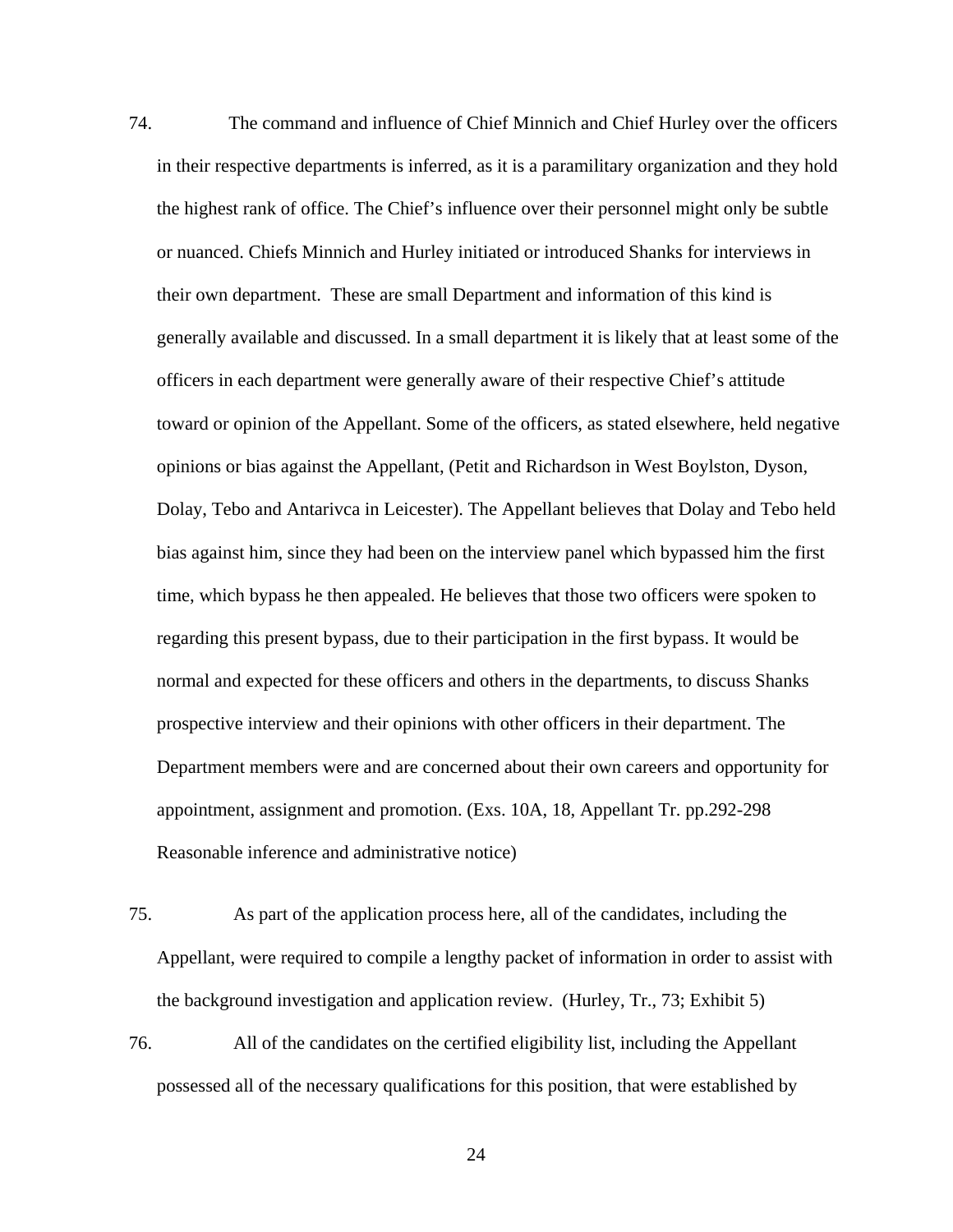74. The command and influence of Chief Minnich and Chief Hurley over the officers in their respective departments is inferred, as it is a paramilitary organization and they hold the highest rank of office. The Chief's influence over their personnel might only be subtle or nuanced. Chiefs Minnich and Hurley initiated or introduced Shanks for interviews in their own department. These are small Department and information of this kind is generally available and discussed. In a small department it is likely that at least some of the officers in each department were generally aware of their respective Chief's attitude toward or opinion of the Appellant. Some of the officers, as stated elsewhere, held negative opinions or bias against the Appellant, (Petit and Richardson in West Boylston, Dyson, Dolay, Tebo and Antarivca in Leicester). The Appellant believes that Dolay and Tebo held bias against him, since they had been on the interview panel which bypassed him the first time, which bypass he then appealed. He believes that those two officers were spoken to regarding this present bypass, due to their participation in the first bypass. It would be normal and expected for these officers and others in the departments, to discuss Shanks prospective interview and their opinions with other officers in their department. The Department members were and are concerned about their own careers and opportunity for appointment, assignment and promotion. (Exs. 10A, 18, Appellant Tr. pp.292-298 Reasonable inference and administrative notice)

75. As part of the application process here, all of the candidates, including the Appellant, were required to compile a lengthy packet of information in order to assist with the background investigation and application review. (Hurley, Tr., 73; Exhibit 5)

76. All of the candidates on the certified eligibility list, including the Appellant possessed all of the necessary qualifications for this position, that were established by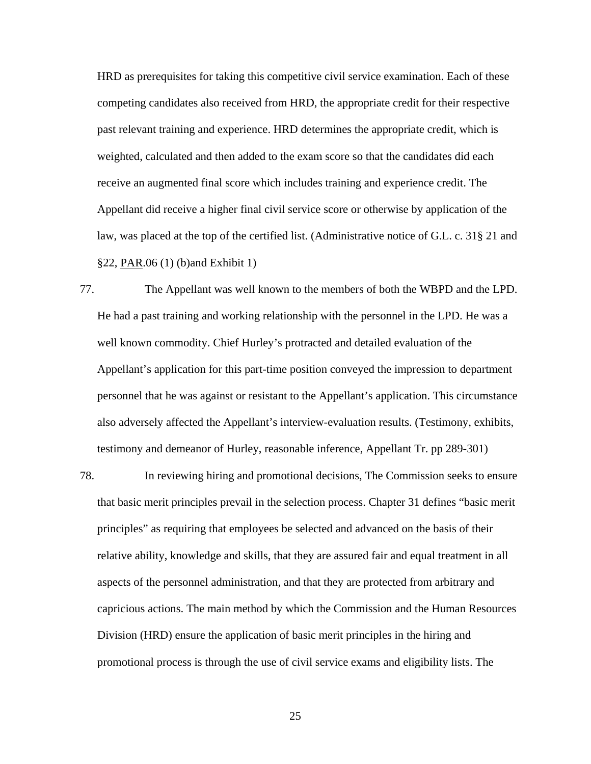HRD as prerequisites for taking this competitive civil service examination. Each of these competing candidates also received from HRD, the appropriate credit for their respective past relevant training and experience. HRD determines the appropriate credit, which is weighted, calculated and then added to the exam score so that the candidates did each receive an augmented final score which includes training and experience credit. The Appellant did receive a higher final civil service score or otherwise by application of the law, was placed at the top of the certified list. (Administrative notice of G.L. c. 31§ 21 and §22, PAR.06 (1) (b)and Exhibit 1)

77. The Appellant was well known to the members of both the WBPD and the LPD. He had a past training and working relationship with the personnel in the LPD. He was a well known commodity. Chief Hurley's protracted and detailed evaluation of the Appellant's application for this part-time position conveyed the impression to department personnel that he was against or resistant to the Appellant's application. This circumstance also adversely affected the Appellant's interview-evaluation results. (Testimony, exhibits, testimony and demeanor of Hurley, reasonable inference, Appellant Tr. pp 289-301)

78. In reviewing hiring and promotional decisions, The Commission seeks to ensure that basic merit principles prevail in the selection process. Chapter 31 defines "basic merit principles" as requiring that employees be selected and advanced on the basis of their relative ability, knowledge and skills, that they are assured fair and equal treatment in all aspects of the personnel administration, and that they are protected from arbitrary and capricious actions. The main method by which the Commission and the Human Resources Division (HRD) ensure the application of basic merit principles in the hiring and promotional process is through the use of civil service exams and eligibility lists. The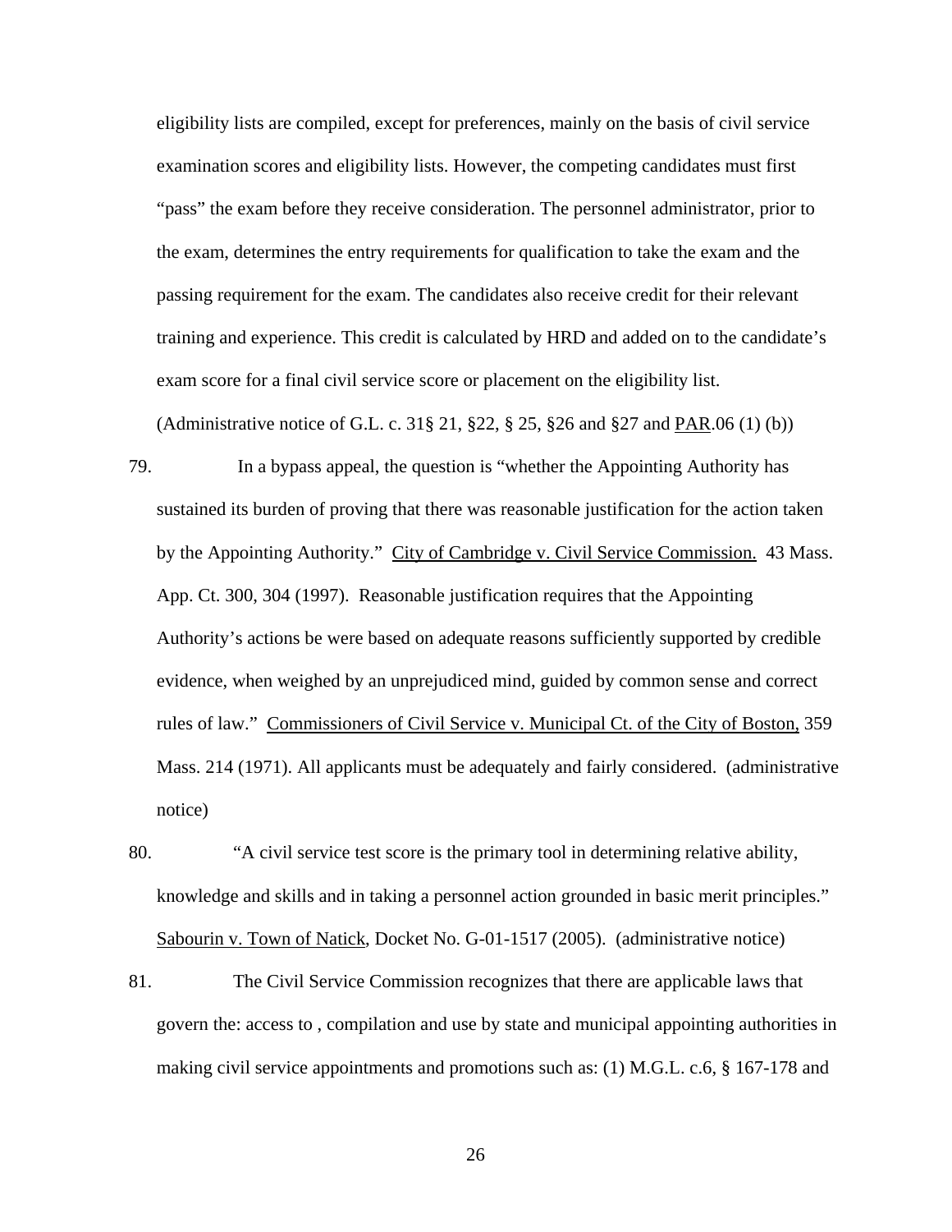eligibility lists are compiled, except for preferences, mainly on the basis of civil service examination scores and eligibility lists. However, the competing candidates must first "pass" the exam before they receive consideration. The personnel administrator, prior to the exam, determines the entry requirements for qualification to take the exam and the passing requirement for the exam. The candidates also receive credit for their relevant training and experience. This credit is calculated by HRD and added on to the candidate's exam score for a final civil service score or placement on the eligibility list. (Administrative notice of G.L. c. 31§ 21, §22, § 25, §26 and §27 and PAR.06 (1) (b))

79. In a bypass appeal, the question is "whether the Appointing Authority has sustained its burden of proving that there was reasonable justification for the action taken by the Appointing Authority." City of Cambridge v. Civil Service Commission. 43 Mass. App. Ct. 300, 304 (1997). Reasonable justification requires that the Appointing Authority's actions be were based on adequate reasons sufficiently supported by credible evidence, when weighed by an unprejudiced mind, guided by common sense and correct rules of law." Commissioners of Civil Service v. Municipal Ct. of the City of Boston, 359 Mass. 214 (1971). All applicants must be adequately and fairly considered. (administrative notice)

80. "A civil service test score is the primary tool in determining relative ability, knowledge and skills and in taking a personnel action grounded in basic merit principles." Sabourin v. Town of Natick, Docket No. G-01-1517 (2005). (administrative notice)

81. The Civil Service Commission recognizes that there are applicable laws that govern the: access to , compilation and use by state and municipal appointing authorities in making civil service appointments and promotions such as: (1) M.G.L. c.6, § 167-178 and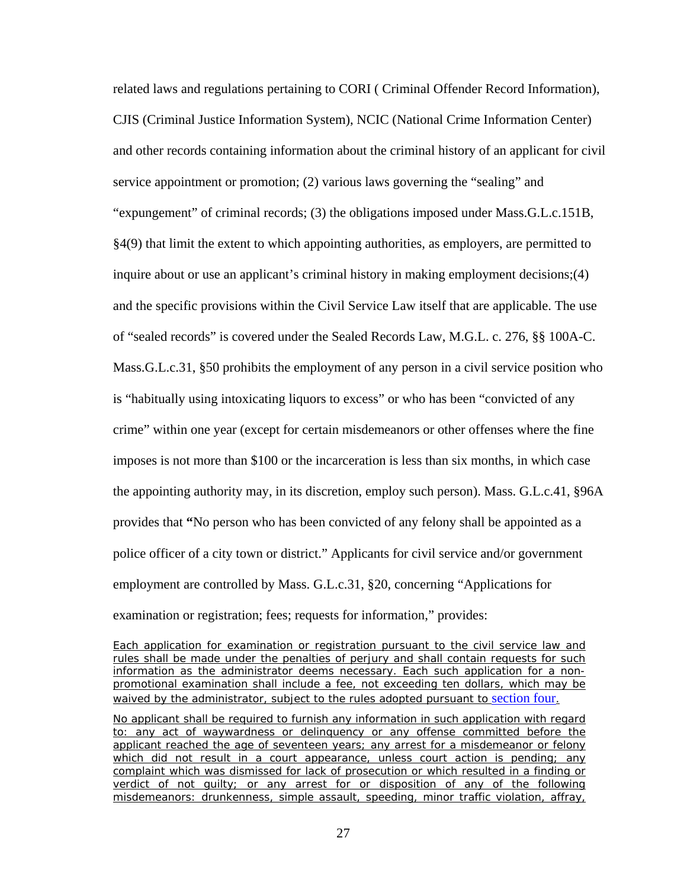related laws and regulations pertaining to CORI ( Criminal Offender Record Information), CJIS (Criminal Justice Information System), NCIC (National Crime Information Center) and other records containing information about the criminal history of an applicant for civil service appointment or promotion; (2) various laws governing the "sealing" and "expungement" of criminal records; (3) the obligations imposed under Mass.G.L.c.151B, §4(9) that limit the extent to which appointing authorities, as employers, are permitted to inquire about or use an applicant's criminal history in making employment decisions;(4) and the specific provisions within the Civil Service Law itself that are applicable. The use of "sealed records" is covered under the Sealed Records Law, M.G.L. c. 276, §§ 100A-C. Mass.G.L.c.31, §50 prohibits the employment of any person in a civil service position who is "habitually using intoxicating liquors to excess" or who has been "convicted of any crime" within one year (except for certain misdemeanors or other offenses where the fine imposes is not more than $100 or the incarceration is less than six months, in which case the appointing authority may, in its discretion, employ such person). Mass. G.L.c.41, §96A provides that **"**No person who has been convicted of any felony shall be appointed as a police officer of a city town or district." Applicants for civil service and/or government employment are controlled by Mass. G.L.c.31, §20, concerning "Applications for examination or registration; fees; requests for information," provides:

> Each application for examination or registration pursuant to the civil service law and rules shall be made under the penalties of perjury and shall contain requests for such information as the administrator deems necessary. Each such application for a non-promotional examination shall include a fee, not exceeding ten dollars, which may be waived by the administrator, subject to the rules adopted pursuant to section four.
>
> No applicant shall be required to furnish any information in such application with regard to: any act of waywardness or delinquency or any offense committed before the applicant reached the age of seventeen years; any arrest for a misdemeanor or felony which did not result in a court appearance, unless court action is pending; any complaint which was dismissed for lack of prosecution or which resulted in a finding or verdict of not guilty; or any arrest for or disposition of any of the following misdemeanors: drunkenness, simple assault, speeding, minor traffic violation, affray,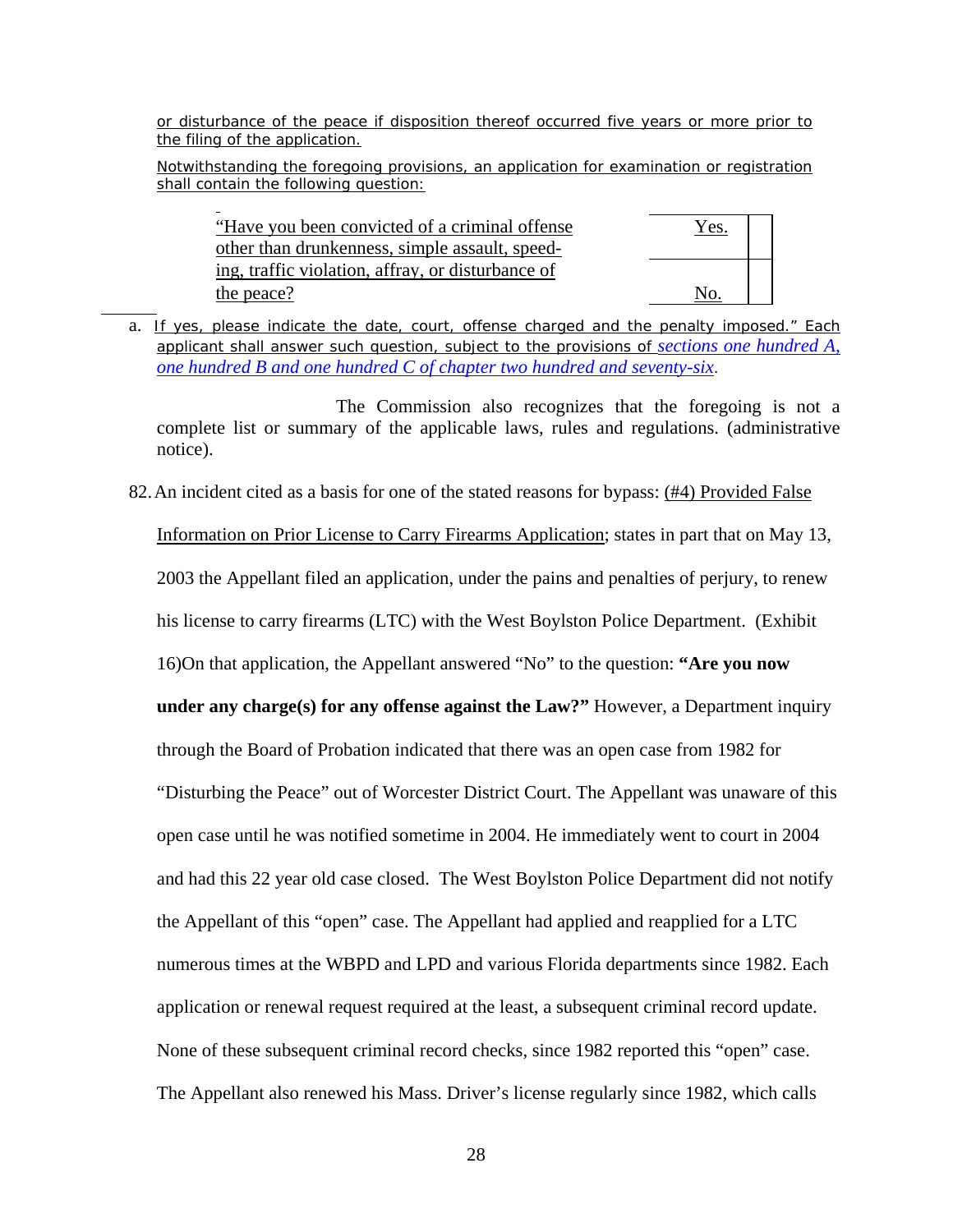or disturbance of the peace if disposition thereof occurred five years or more prior to the filing of the application.

Notwithstanding the foregoing provisions, an application for examination or registration shall contain the following question:

| "Have you been convicted of a criminal offense other than drunkenness, simple assault, speeding, traffic violation, affray, or disturbance of the peace? | Yes. | |
|---|---|---|
| | No. | |

a. If yes, please indicate the date, court, offense charged and the penalty imposed." Each applicant shall answer such question, subject to the provisions of *sections one hundred A, one hundred B and one hundred C of chapter two hundred and seventy-six*.

The Commission also recognizes that the foregoing is not a complete list or summary of the applicable laws, rules and regulations. (administrative notice).

82. An incident cited as a basis for one of the stated reasons for bypass: (#4) Provided False Information on Prior License to Carry Firearms Application; states in part that on May 13, 2003 the Appellant filed an application, under the pains and penalties of perjury, to renew his license to carry firearms (LTC) with the West Boylston Police Department. (Exhibit 16)On that application, the Appellant answered "No" to the question: **"Are you now under any charge(s) for any offense against the Law?"** However, a Department inquiry through the Board of Probation indicated that there was an open case from 1982 for "Disturbing the Peace" out of Worcester District Court. The Appellant was unaware of this open case until he was notified sometime in 2004. He immediately went to court in 2004 and had this 22 year old case closed. The West Boylston Police Department did not notify the Appellant of this "open" case. The Appellant had applied and reapplied for a LTC numerous times at the WBPD and LPD and various Florida departments since 1982. Each application or renewal request required at the least, a subsequent criminal record update. None of these subsequent criminal record checks, since 1982 reported this "open" case. The Appellant also renewed his Mass. Driver's license regularly since 1982, which calls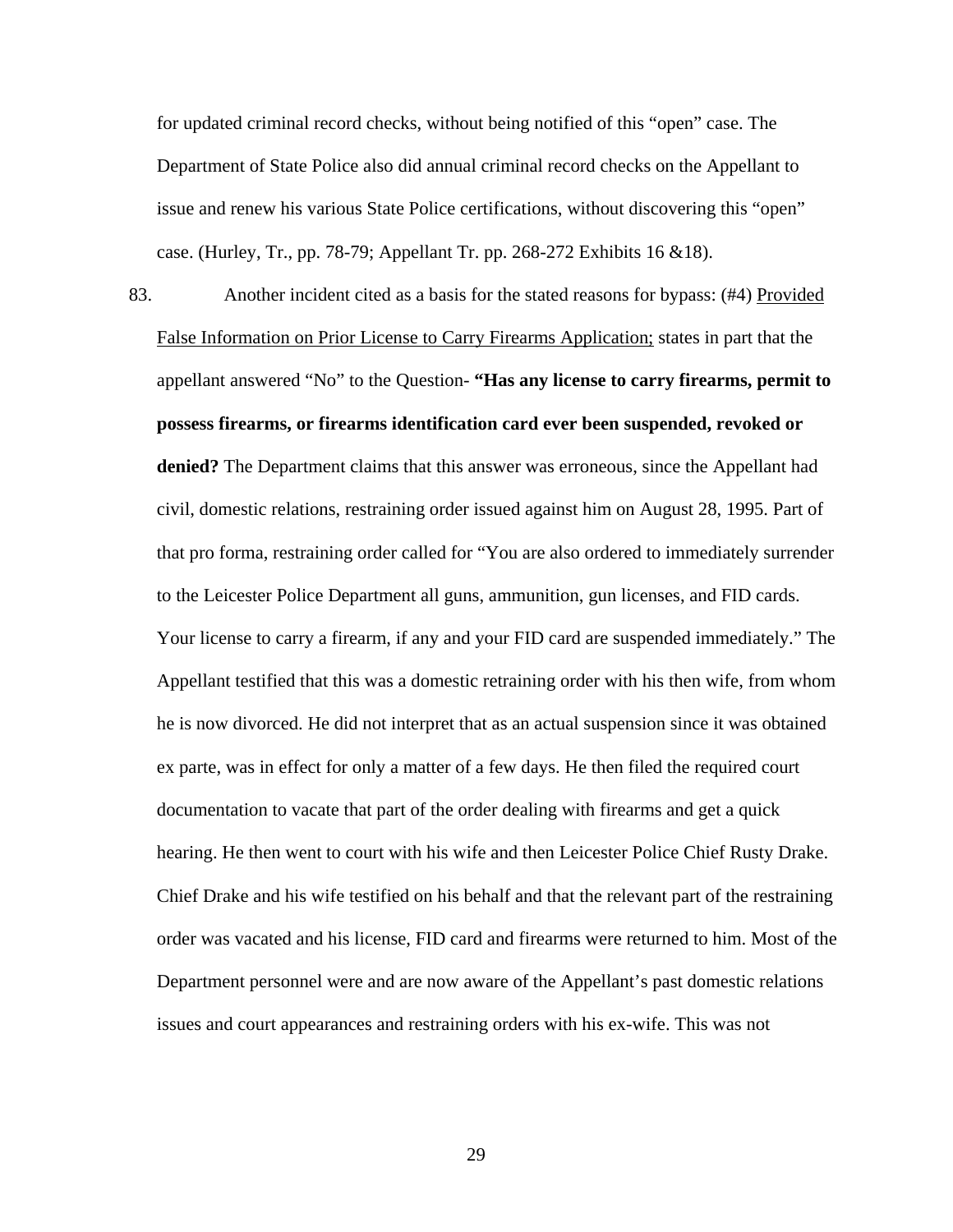for updated criminal record checks, without being notified of this "open" case. The Department of State Police also did annual criminal record checks on the Appellant to issue and renew his various State Police certifications, without discovering this "open" case. (Hurley, Tr., pp. 78-79; Appellant Tr. pp. 268-272 Exhibits 16 &18).

83. Another incident cited as a basis for the stated reasons for bypass: (#4) <u>Provided False Information on Prior License to Carry Firearms Application;</u> states in part that the appellant answered "No" to the Question- **"Has any license to carry firearms, permit to possess firearms, or firearms identification card ever been suspended, revoked or denied?** The Department claims that this answer was erroneous, since the Appellant had civil, domestic relations, restraining order issued against him on August 28, 1995. Part of that pro forma, restraining order called for "You are also ordered to immediately surrender to the Leicester Police Department all guns, ammunition, gun licenses, and FID cards. Your license to carry a firearm, if any and your FID card are suspended immediately." The Appellant testified that this was a domestic retraining order with his then wife, from whom he is now divorced. He did not interpret that as an actual suspension since it was obtained ex parte, was in effect for only a matter of a few days. He then filed the required court documentation to vacate that part of the order dealing with firearms and get a quick hearing. He then went to court with his wife and then Leicester Police Chief Rusty Drake. Chief Drake and his wife testified on his behalf and that the relevant part of the restraining order was vacated and his license, FID card and firearms were returned to him. Most of the Department personnel were and are now aware of the Appellant's past domestic relations issues and court appearances and restraining orders with his ex-wife. This was not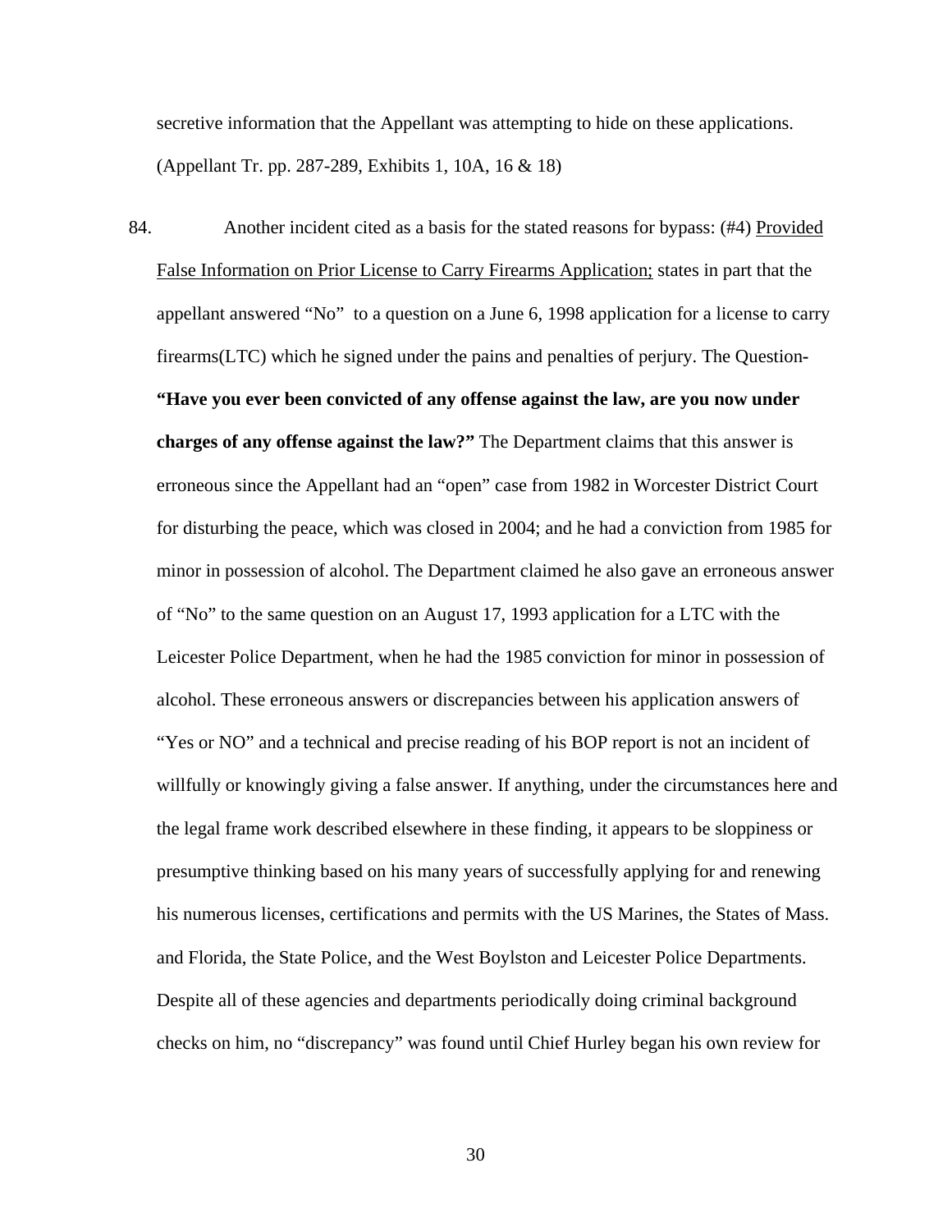secretive information that the Appellant was attempting to hide on these applications. (Appellant Tr. pp. 287-289, Exhibits 1, 10A, 16 & 18)

84. Another incident cited as a basis for the stated reasons for bypass: (#4) <u>Provided False Information on Prior License to Carry Firearms Application;</u> states in part that the appellant answered "No" to a question on a June 6, 1998 application for a license to carry firearms(LTC) which he signed under the pains and penalties of perjury. The Question- **"Have you ever been convicted of any offense against the law, are you now under charges of any offense against the law?"** The Department claims that this answer is erroneous since the Appellant had an "open" case from 1982 in Worcester District Court for disturbing the peace, which was closed in 2004; and he had a conviction from 1985 for minor in possession of alcohol. The Department claimed he also gave an erroneous answer of "No" to the same question on an August 17, 1993 application for a LTC with the Leicester Police Department, when he had the 1985 conviction for minor in possession of alcohol. These erroneous answers or discrepancies between his application answers of "Yes or NO" and a technical and precise reading of his BOP report is not an incident of willfully or knowingly giving a false answer. If anything, under the circumstances here and the legal frame work described elsewhere in these finding, it appears to be sloppiness or presumptive thinking based on his many years of successfully applying for and renewing his numerous licenses, certifications and permits with the US Marines, the States of Mass. and Florida, the State Police, and the West Boylston and Leicester Police Departments. Despite all of these agencies and departments periodically doing criminal background checks on him, no "discrepancy" was found until Chief Hurley began his own review for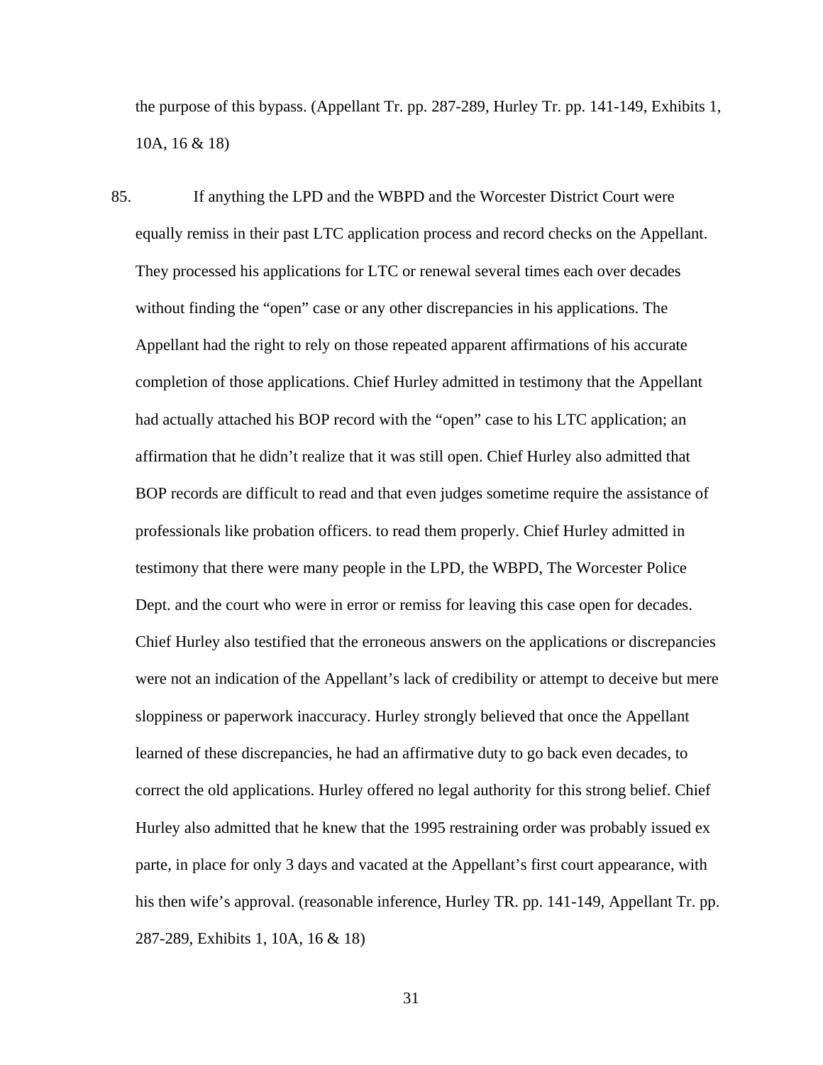the purpose of this bypass. (Appellant Tr. pp. 287-289, Hurley Tr. pp. 141-149, Exhibits 1, 10A, 16 & 18)

85. If anything the LPD and the WBPD and the Worcester District Court were equally remiss in their past LTC application process and record checks on the Appellant. They processed his applications for LTC or renewal several times each over decades without finding the "open" case or any other discrepancies in his applications. The Appellant had the right to rely on those repeated apparent affirmations of his accurate completion of those applications. Chief Hurley admitted in testimony that the Appellant had actually attached his BOP record with the "open" case to his LTC application; an affirmation that he didn't realize that it was still open. Chief Hurley also admitted that BOP records are difficult to read and that even judges sometime require the assistance of professionals like probation officers. to read them properly. Chief Hurley admitted in testimony that there were many people in the LPD, the WBPD, The Worcester Police Dept. and the court who were in error or remiss for leaving this case open for decades. Chief Hurley also testified that the erroneous answers on the applications or discrepancies were not an indication of the Appellant's lack of credibility or attempt to deceive but mere sloppiness or paperwork inaccuracy. Hurley strongly believed that once the Appellant learned of these discrepancies, he had an affirmative duty to go back even decades, to correct the old applications. Hurley offered no legal authority for this strong belief. Chief Hurley also admitted that he knew that the 1995 restraining order was probably issued ex parte, in place for only 3 days and vacated at the Appellant's first court appearance, with his then wife's approval. (reasonable inference, Hurley TR. pp. 141-149, Appellant Tr. pp. 287-289, Exhibits 1, 10A, 16 & 18)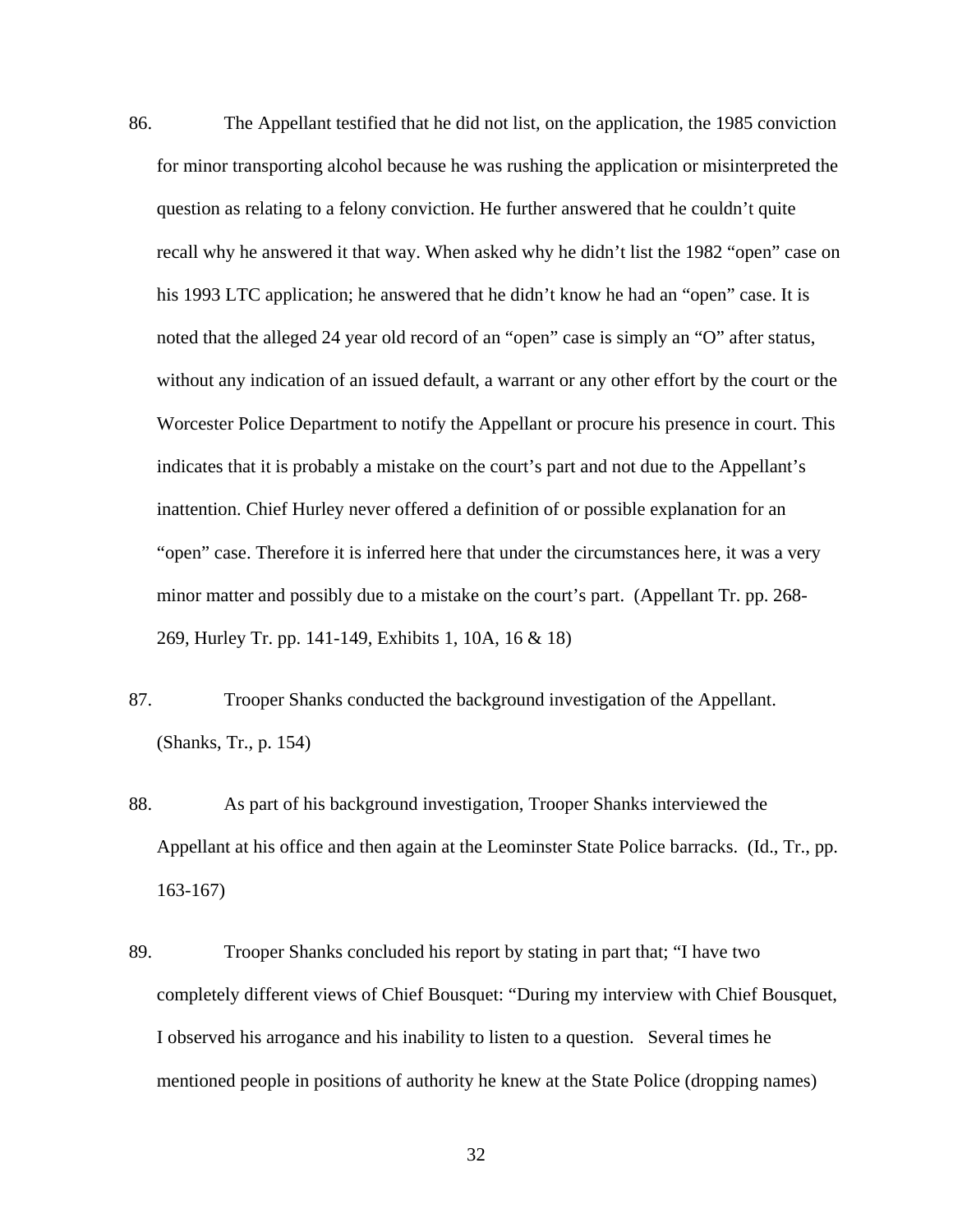86. The Appellant testified that he did not list, on the application, the 1985 conviction for minor transporting alcohol because he was rushing the application or misinterpreted the question as relating to a felony conviction. He further answered that he couldn't quite recall why he answered it that way. When asked why he didn't list the 1982 "open" case on his 1993 LTC application; he answered that he didn't know he had an "open" case. It is noted that the alleged 24 year old record of an "open" case is simply an "O" after status, without any indication of an issued default, a warrant or any other effort by the court or the Worcester Police Department to notify the Appellant or procure his presence in court. This indicates that it is probably a mistake on the court's part and not due to the Appellant's inattention. Chief Hurley never offered a definition of or possible explanation for an "open" case. Therefore it is inferred here that under the circumstances here, it was a very minor matter and possibly due to a mistake on the court's part. (Appellant Tr. pp. 268-269, Hurley Tr. pp. 141-149, Exhibits 1, 10A, 16 & 18)

87. Trooper Shanks conducted the background investigation of the Appellant. (Shanks, Tr., p. 154)

88. As part of his background investigation, Trooper Shanks interviewed the Appellant at his office and then again at the Leominster State Police barracks. (Id., Tr., pp. 163-167)

89. Trooper Shanks concluded his report by stating in part that; "I have two completely different views of Chief Bousquet: "During my interview with Chief Bousquet, I observed his arrogance and his inability to listen to a question. Several times he mentioned people in positions of authority he knew at the State Police (dropping names)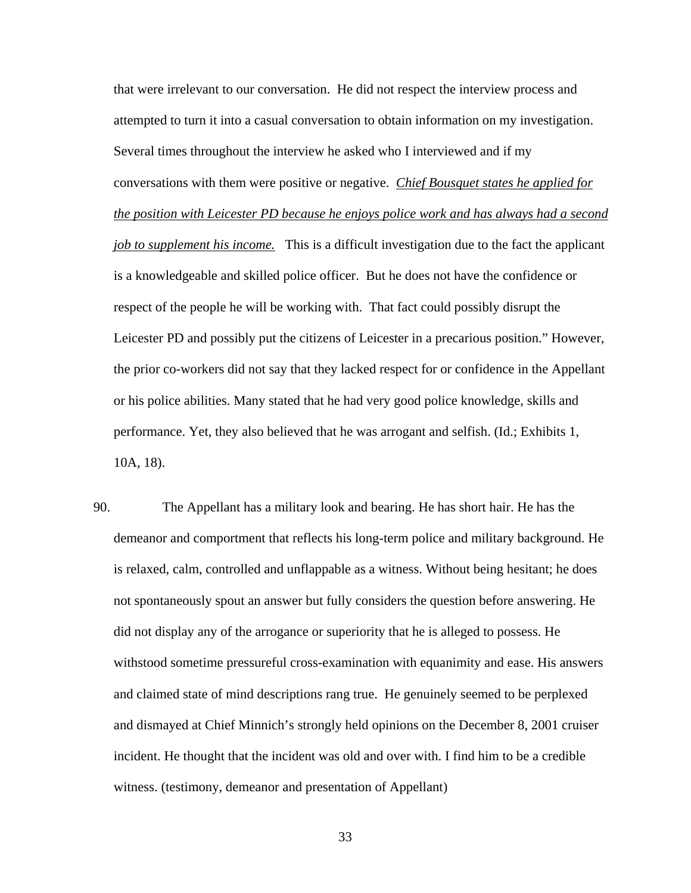that were irrelevant to our conversation. He did not respect the interview process and attempted to turn it into a casual conversation to obtain information on my investigation. Several times throughout the interview he asked who I interviewed and if my conversations with them were positive or negative. *Chief Bousquet states he applied for the position with Leicester PD because he enjoys police work and has always had a second job to supplement his income.* This is a difficult investigation due to the fact the applicant is a knowledgeable and skilled police officer. But he does not have the confidence or respect of the people he will be working with. That fact could possibly disrupt the Leicester PD and possibly put the citizens of Leicester in a precarious position." However, the prior co-workers did not say that they lacked respect for or confidence in the Appellant or his police abilities. Many stated that he had very good police knowledge, skills and performance. Yet, they also believed that he was arrogant and selfish. (Id.; Exhibits 1, 10A, 18).

90. The Appellant has a military look and bearing. He has short hair. He has the demeanor and comportment that reflects his long-term police and military background. He is relaxed, calm, controlled and unflappable as a witness. Without being hesitant; he does not spontaneously spout an answer but fully considers the question before answering. He did not display any of the arrogance or superiority that he is alleged to possess. He withstood sometime pressureful cross-examination with equanimity and ease. His answers and claimed state of mind descriptions rang true. He genuinely seemed to be perplexed and dismayed at Chief Minnich's strongly held opinions on the December 8, 2001 cruiser incident. He thought that the incident was old and over with. I find him to be a credible witness. (testimony, demeanor and presentation of Appellant)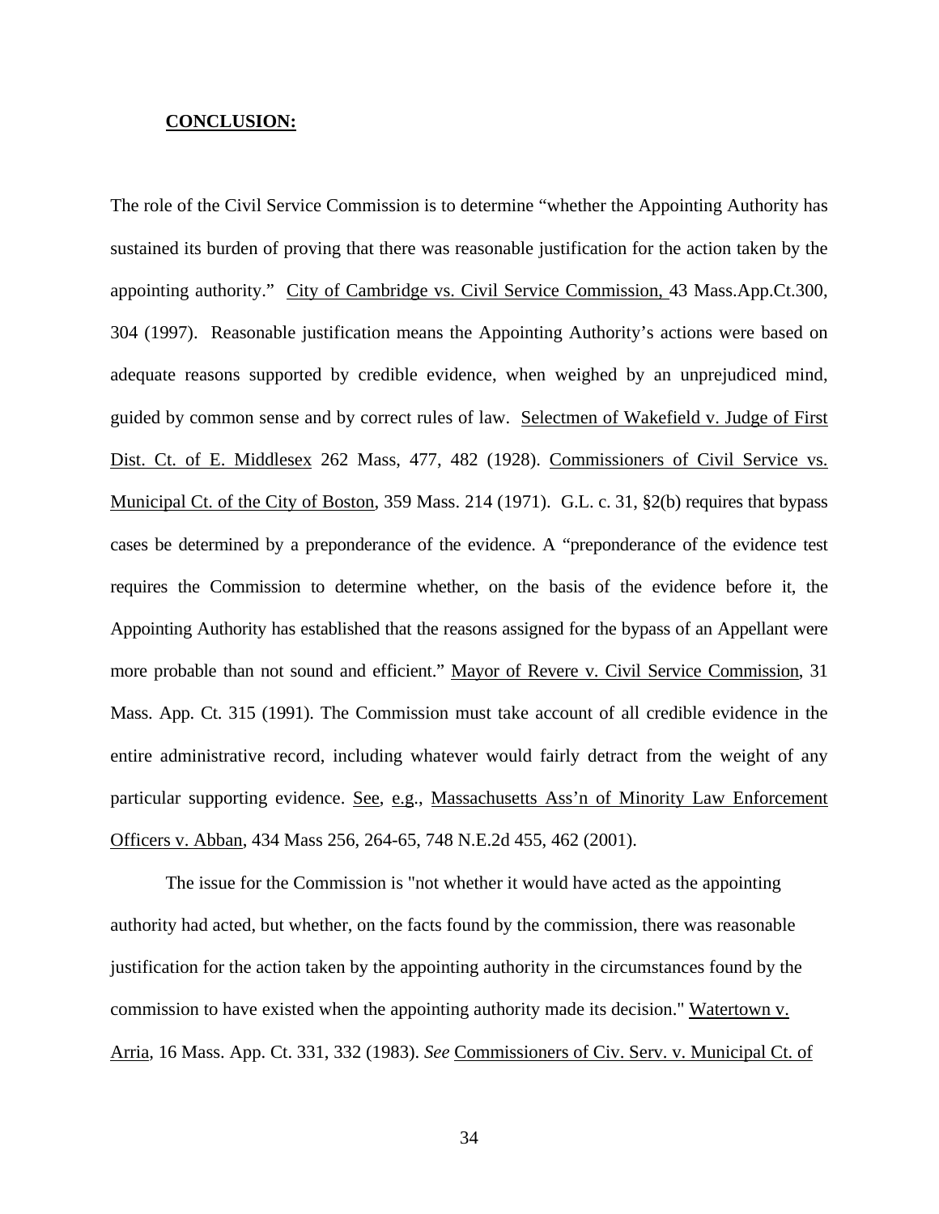**CONCLUSION:**

The role of the Civil Service Commission is to determine "whether the Appointing Authority has sustained its burden of proving that there was reasonable justification for the action taken by the appointing authority." City of Cambridge vs. Civil Service Commission, 43 Mass.App.Ct.300, 304 (1997). Reasonable justification means the Appointing Authority's actions were based on adequate reasons supported by credible evidence, when weighed by an unprejudiced mind, guided by common sense and by correct rules of law. Selectmen of Wakefield v. Judge of First Dist. Ct. of E. Middlesex 262 Mass, 477, 482 (1928). Commissioners of Civil Service vs. Municipal Ct. of the City of Boston, 359 Mass. 214 (1971). G.L. c. 31, §2(b) requires that bypass cases be determined by a preponderance of the evidence. A "preponderance of the evidence test requires the Commission to determine whether, on the basis of the evidence before it, the Appointing Authority has established that the reasons assigned for the bypass of an Appellant were more probable than not sound and efficient." Mayor of Revere v. Civil Service Commission, 31 Mass. App. Ct. 315 (1991). The Commission must take account of all credible evidence in the entire administrative record, including whatever would fairly detract from the weight of any particular supporting evidence. See, e.g., Massachusetts Ass'n of Minority Law Enforcement Officers v. Abban, 434 Mass 256, 264-65, 748 N.E.2d 455, 462 (2001).

The issue for the Commission is "not whether it would have acted as the appointing authority had acted, but whether, on the facts found by the commission, there was reasonable justification for the action taken by the appointing authority in the circumstances found by the commission to have existed when the appointing authority made its decision." Watertown v. Arria, 16 Mass. App. Ct. 331, 332 (1983). *See* Commissioners of Civ. Serv. v. Municipal Ct. of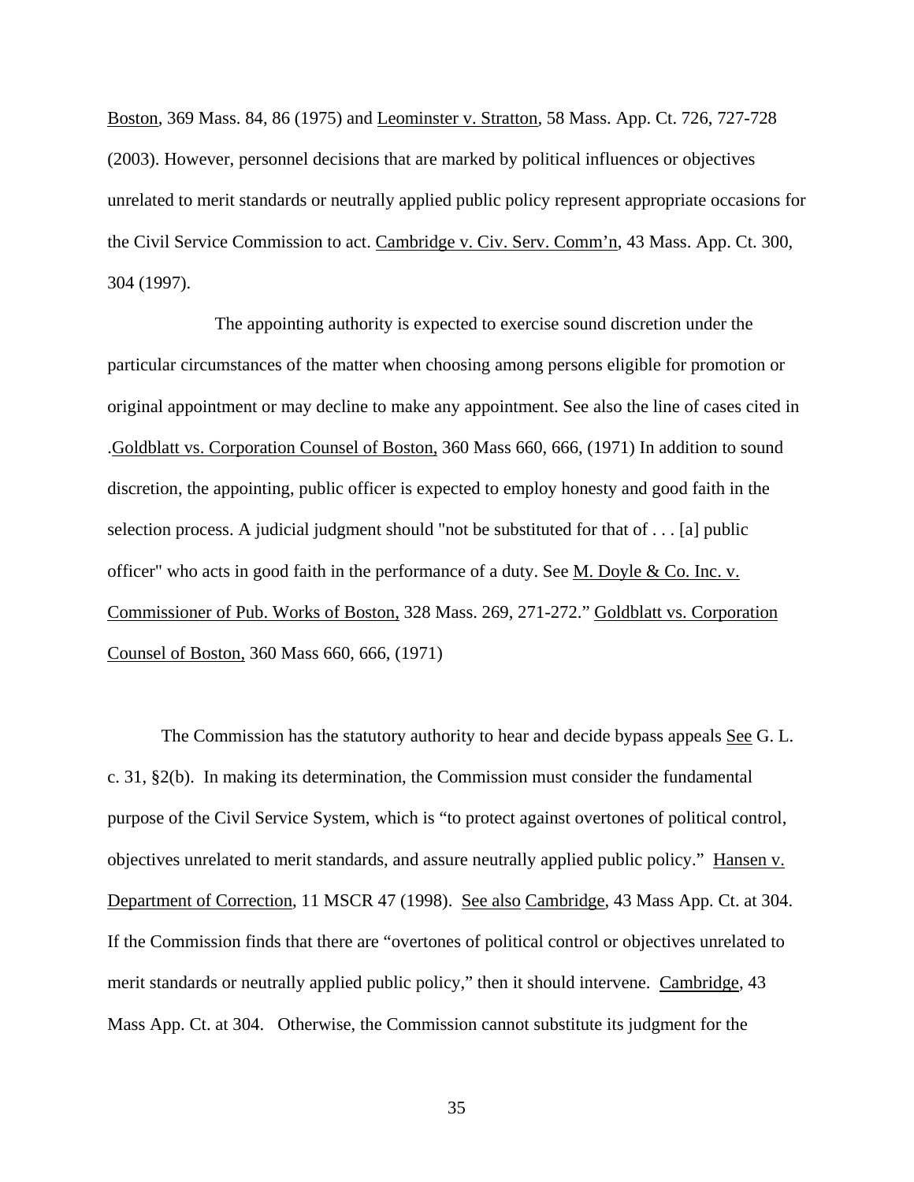Boston, 369 Mass. 84, 86 (1975) and Leominster v. Stratton, 58 Mass. App. Ct. 726, 727-728 (2003). However, personnel decisions that are marked by political influences or objectives unrelated to merit standards or neutrally applied public policy represent appropriate occasions for the Civil Service Commission to act. Cambridge v. Civ. Serv. Comm'n, 43 Mass. App. Ct. 300, 304 (1997).

The appointing authority is expected to exercise sound discretion under the particular circumstances of the matter when choosing among persons eligible for promotion or original appointment or may decline to make any appointment. See also the line of cases cited in .Goldblatt vs. Corporation Counsel of Boston, 360 Mass 660, 666, (1971) In addition to sound discretion, the appointing, public officer is expected to employ honesty and good faith in the selection process. A judicial judgment should "not be substituted for that of . . . [a] public officer" who acts in good faith in the performance of a duty. See M. Doyle & Co. Inc. v. Commissioner of Pub. Works of Boston, 328 Mass. 269, 271-272." Goldblatt vs. Corporation Counsel of Boston, 360 Mass 660, 666, (1971)

The Commission has the statutory authority to hear and decide bypass appeals See G. L. c. 31, §2(b). In making its determination, the Commission must consider the fundamental purpose of the Civil Service System, which is "to protect against overtones of political control, objectives unrelated to merit standards, and assure neutrally applied public policy." Hansen v. Department of Correction, 11 MSCR 47 (1998). See also Cambridge, 43 Mass App. Ct. at 304. If the Commission finds that there are "overtones of political control or objectives unrelated to merit standards or neutrally applied public policy," then it should intervene. Cambridge, 43 Mass App. Ct. at 304. Otherwise, the Commission cannot substitute its judgment for the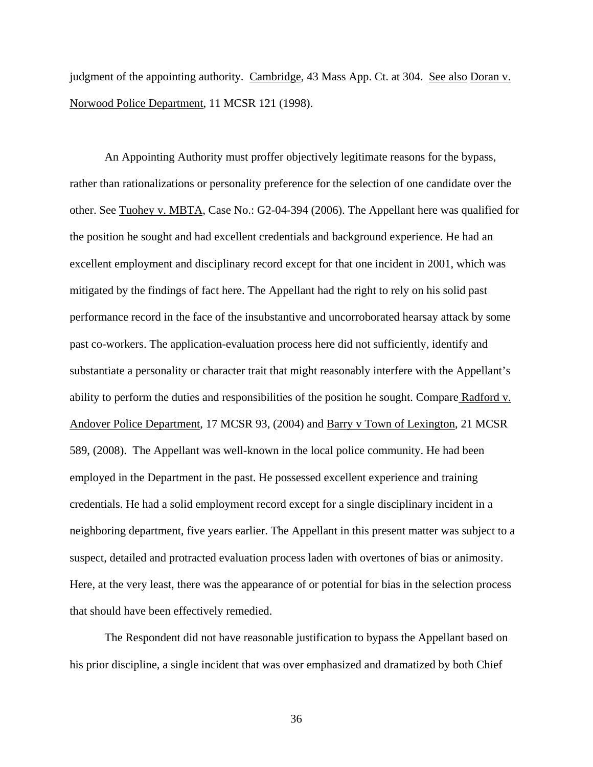judgment of the appointing authority. Cambridge, 43 Mass App. Ct. at 304. See also Doran v. Norwood Police Department, 11 MCSR 121 (1998).

An Appointing Authority must proffer objectively legitimate reasons for the bypass, rather than rationalizations or personality preference for the selection of one candidate over the other. See Tuohey v. MBTA, Case No.: G2-04-394 (2006). The Appellant here was qualified for the position he sought and had excellent credentials and background experience. He had an excellent employment and disciplinary record except for that one incident in 2001, which was mitigated by the findings of fact here. The Appellant had the right to rely on his solid past performance record in the face of the insubstantive and uncorroborated hearsay attack by some past co-workers. The application-evaluation process here did not sufficiently, identify and substantiate a personality or character trait that might reasonably interfere with the Appellant's ability to perform the duties and responsibilities of the position he sought. Compare Radford v. Andover Police Department, 17 MCSR 93, (2004) and Barry v Town of Lexington, 21 MCSR 589, (2008). The Appellant was well-known in the local police community. He had been employed in the Department in the past. He possessed excellent experience and training credentials. He had a solid employment record except for a single disciplinary incident in a neighboring department, five years earlier. The Appellant in this present matter was subject to a suspect, detailed and protracted evaluation process laden with overtones of bias or animosity. Here, at the very least, there was the appearance of or potential for bias in the selection process that should have been effectively remedied.

The Respondent did not have reasonable justification to bypass the Appellant based on his prior discipline, a single incident that was over emphasized and dramatized by both Chief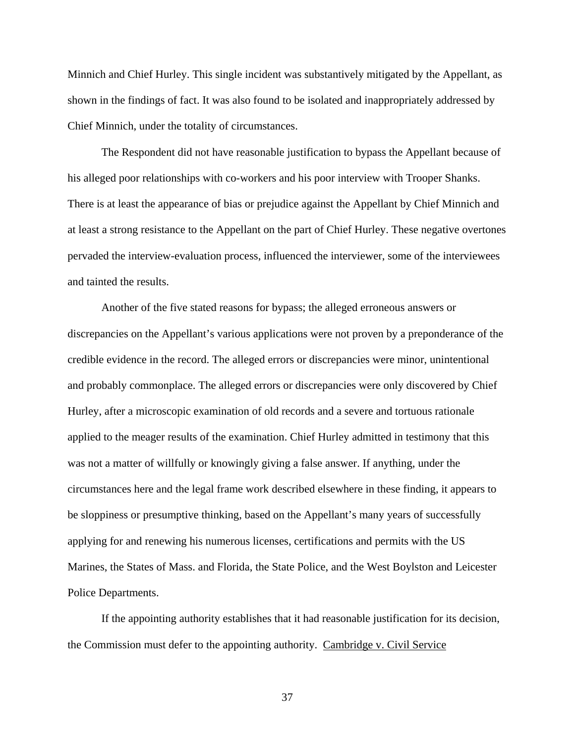Minnich and Chief Hurley. This single incident was substantively mitigated by the Appellant, as shown in the findings of fact. It was also found to be isolated and inappropriately addressed by Chief Minnich, under the totality of circumstances.

The Respondent did not have reasonable justification to bypass the Appellant because of his alleged poor relationships with co-workers and his poor interview with Trooper Shanks. There is at least the appearance of bias or prejudice against the Appellant by Chief Minnich and at least a strong resistance to the Appellant on the part of Chief Hurley. These negative overtones pervaded the interview-evaluation process, influenced the interviewer, some of the interviewees and tainted the results.

Another of the five stated reasons for bypass; the alleged erroneous answers or discrepancies on the Appellant's various applications were not proven by a preponderance of the credible evidence in the record. The alleged errors or discrepancies were minor, unintentional and probably commonplace. The alleged errors or discrepancies were only discovered by Chief Hurley, after a microscopic examination of old records and a severe and tortuous rationale applied to the meager results of the examination. Chief Hurley admitted in testimony that this was not a matter of willfully or knowingly giving a false answer. If anything, under the circumstances here and the legal frame work described elsewhere in these finding, it appears to be sloppiness or presumptive thinking, based on the Appellant's many years of successfully applying for and renewing his numerous licenses, certifications and permits with the US Marines, the States of Mass. and Florida, the State Police, and the West Boylston and Leicester Police Departments.

If the appointing authority establishes that it had reasonable justification for its decision, the Commission must defer to the appointing authority. Cambridge v. Civil Service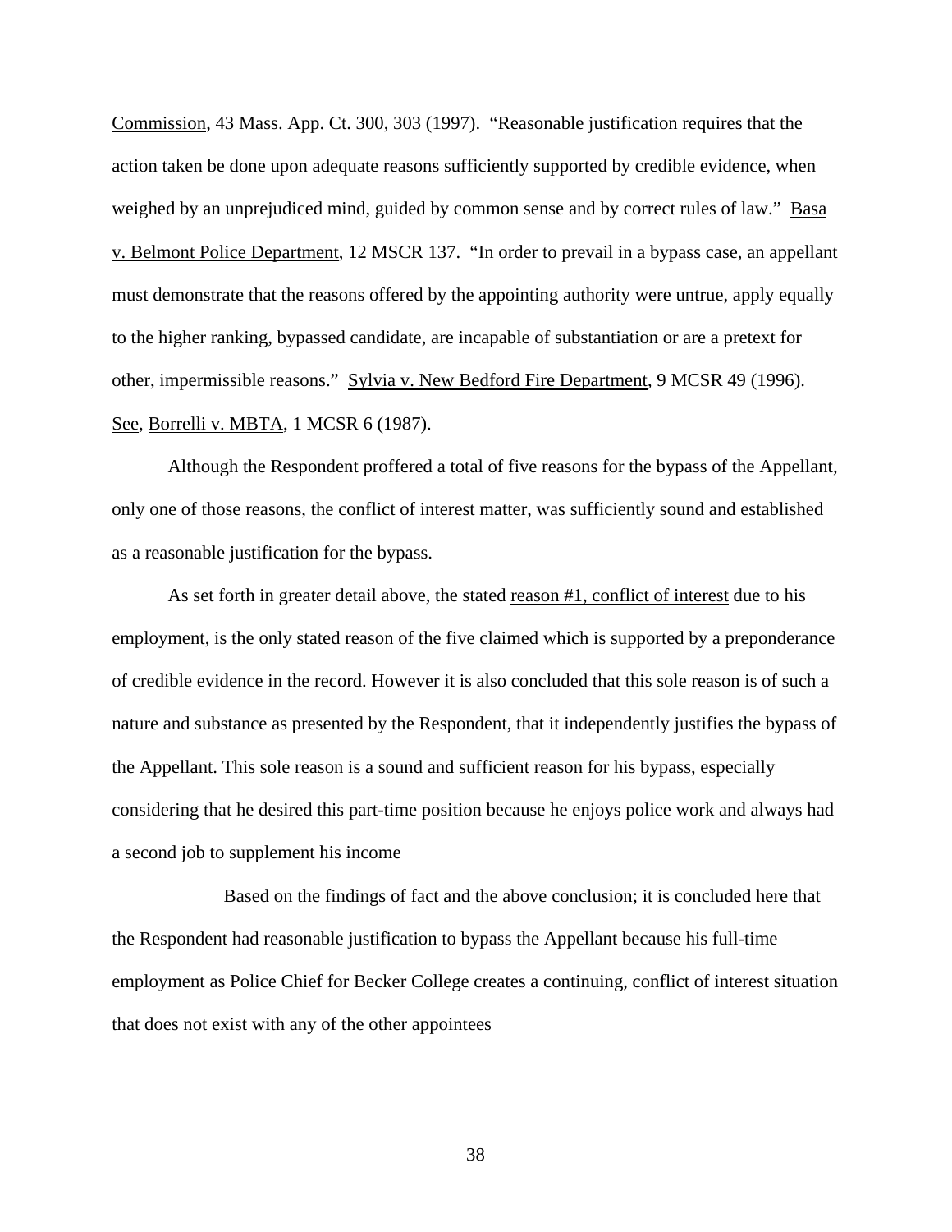Commission, 43 Mass. App. Ct. 300, 303 (1997). "Reasonable justification requires that the action taken be done upon adequate reasons sufficiently supported by credible evidence, when weighed by an unprejudiced mind, guided by common sense and by correct rules of law." Basa v. Belmont Police Department, 12 MSCR 137. "In order to prevail in a bypass case, an appellant must demonstrate that the reasons offered by the appointing authority were untrue, apply equally to the higher ranking, bypassed candidate, are incapable of substantiation or are a pretext for other, impermissible reasons." Sylvia v. New Bedford Fire Department, 9 MCSR 49 (1996). See, Borrelli v. MBTA, 1 MCSR 6 (1987).

Although the Respondent proffered a total of five reasons for the bypass of the Appellant, only one of those reasons, the conflict of interest matter, was sufficiently sound and established as a reasonable justification for the bypass.

As set forth in greater detail above, the stated reason #1, conflict of interest due to his employment, is the only stated reason of the five claimed which is supported by a preponderance of credible evidence in the record. However it is also concluded that this sole reason is of such a nature and substance as presented by the Respondent, that it independently justifies the bypass of the Appellant. This sole reason is a sound and sufficient reason for his bypass, especially considering that he desired this part-time position because he enjoys police work and always had a second job to supplement his income

Based on the findings of fact and the above conclusion; it is concluded here that the Respondent had reasonable justification to bypass the Appellant because his full-time employment as Police Chief for Becker College creates a continuing, conflict of interest situation that does not exist with any of the other appointees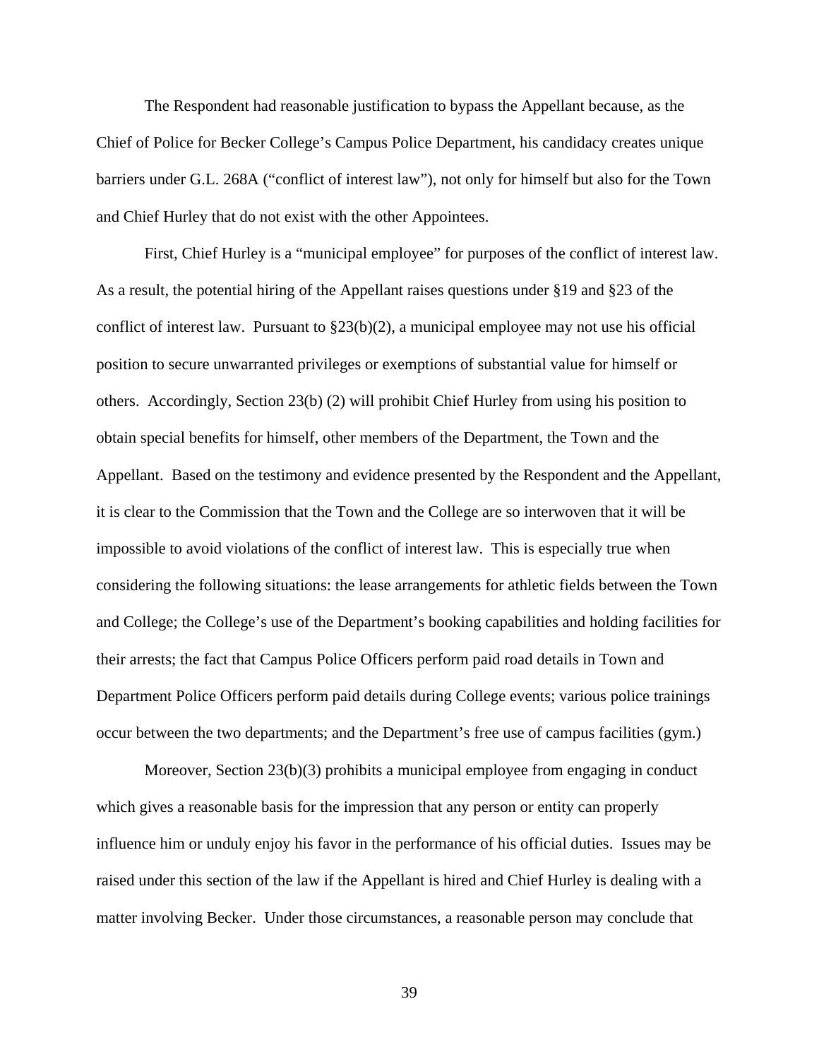The Respondent had reasonable justification to bypass the Appellant because, as the Chief of Police for Becker College's Campus Police Department, his candidacy creates unique barriers under G.L. 268A ("conflict of interest law"), not only for himself but also for the Town and Chief Hurley that do not exist with the other Appointees.

First, Chief Hurley is a "municipal employee" for purposes of the conflict of interest law. As a result, the potential hiring of the Appellant raises questions under §19 and §23 of the conflict of interest law. Pursuant to §23(b)(2), a municipal employee may not use his official position to secure unwarranted privileges or exemptions of substantial value for himself or others. Accordingly, Section 23(b) (2) will prohibit Chief Hurley from using his position to obtain special benefits for himself, other members of the Department, the Town and the Appellant. Based on the testimony and evidence presented by the Respondent and the Appellant, it is clear to the Commission that the Town and the College are so interwoven that it will be impossible to avoid violations of the conflict of interest law. This is especially true when considering the following situations: the lease arrangements for athletic fields between the Town and College; the College's use of the Department's booking capabilities and holding facilities for their arrests; the fact that Campus Police Officers perform paid road details in Town and Department Police Officers perform paid details during College events; various police trainings occur between the two departments; and the Department's free use of campus facilities (gym.)

Moreover, Section 23(b)(3) prohibits a municipal employee from engaging in conduct which gives a reasonable basis for the impression that any person or entity can properly influence him or unduly enjoy his favor in the performance of his official duties. Issues may be raised under this section of the law if the Appellant is hired and Chief Hurley is dealing with a matter involving Becker. Under those circumstances, a reasonable person may conclude that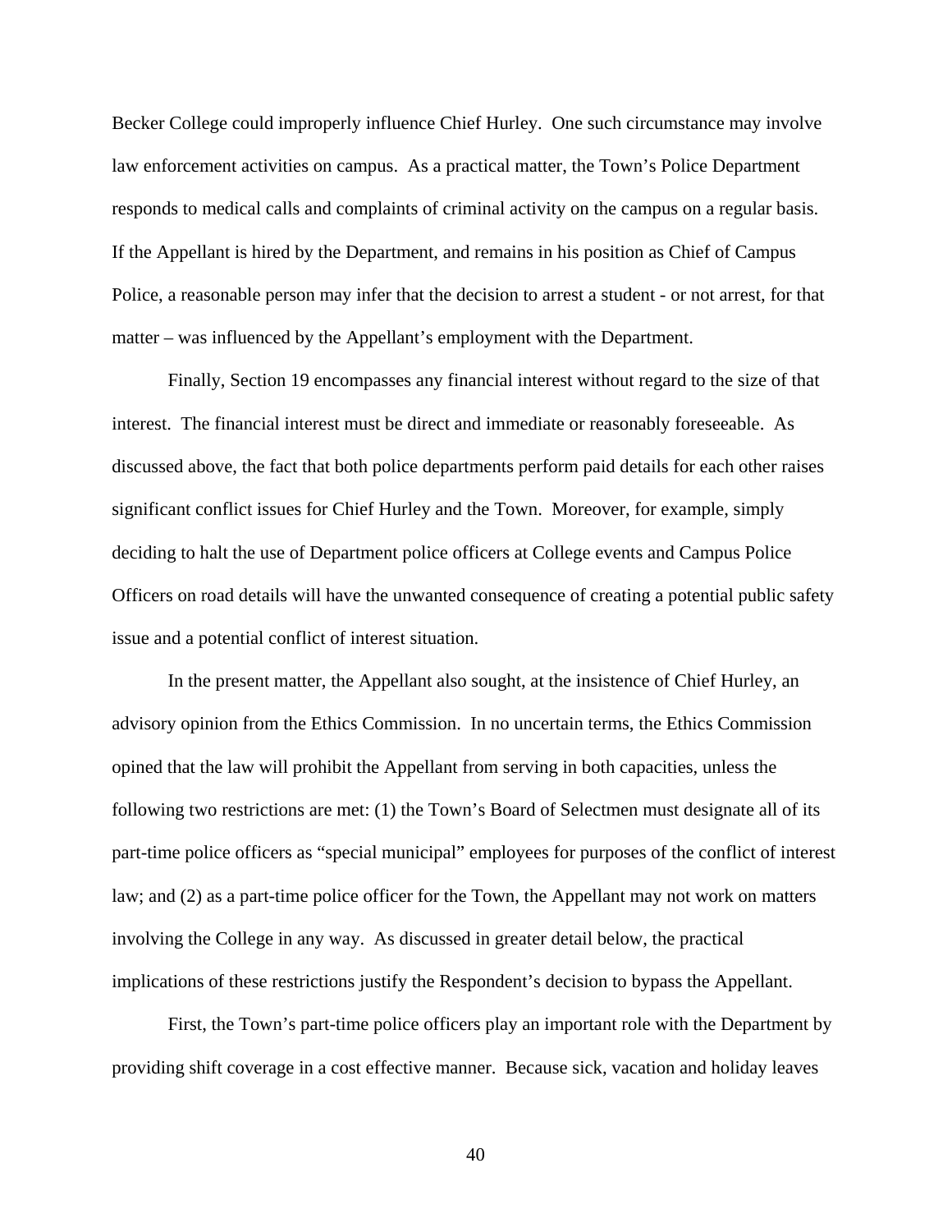Becker College could improperly influence Chief Hurley. One such circumstance may involve law enforcement activities on campus. As a practical matter, the Town's Police Department responds to medical calls and complaints of criminal activity on the campus on a regular basis. If the Appellant is hired by the Department, and remains in his position as Chief of Campus Police, a reasonable person may infer that the decision to arrest a student - or not arrest, for that matter – was influenced by the Appellant's employment with the Department.

Finally, Section 19 encompasses any financial interest without regard to the size of that interest. The financial interest must be direct and immediate or reasonably foreseeable. As discussed above, the fact that both police departments perform paid details for each other raises significant conflict issues for Chief Hurley and the Town. Moreover, for example, simply deciding to halt the use of Department police officers at College events and Campus Police Officers on road details will have the unwanted consequence of creating a potential public safety issue and a potential conflict of interest situation.

In the present matter, the Appellant also sought, at the insistence of Chief Hurley, an advisory opinion from the Ethics Commission. In no uncertain terms, the Ethics Commission opined that the law will prohibit the Appellant from serving in both capacities, unless the following two restrictions are met: (1) the Town's Board of Selectmen must designate all of its part-time police officers as "special municipal" employees for purposes of the conflict of interest law; and (2) as a part-time police officer for the Town, the Appellant may not work on matters involving the College in any way. As discussed in greater detail below, the practical implications of these restrictions justify the Respondent's decision to bypass the Appellant.

First, the Town's part-time police officers play an important role with the Department by providing shift coverage in a cost effective manner. Because sick, vacation and holiday leaves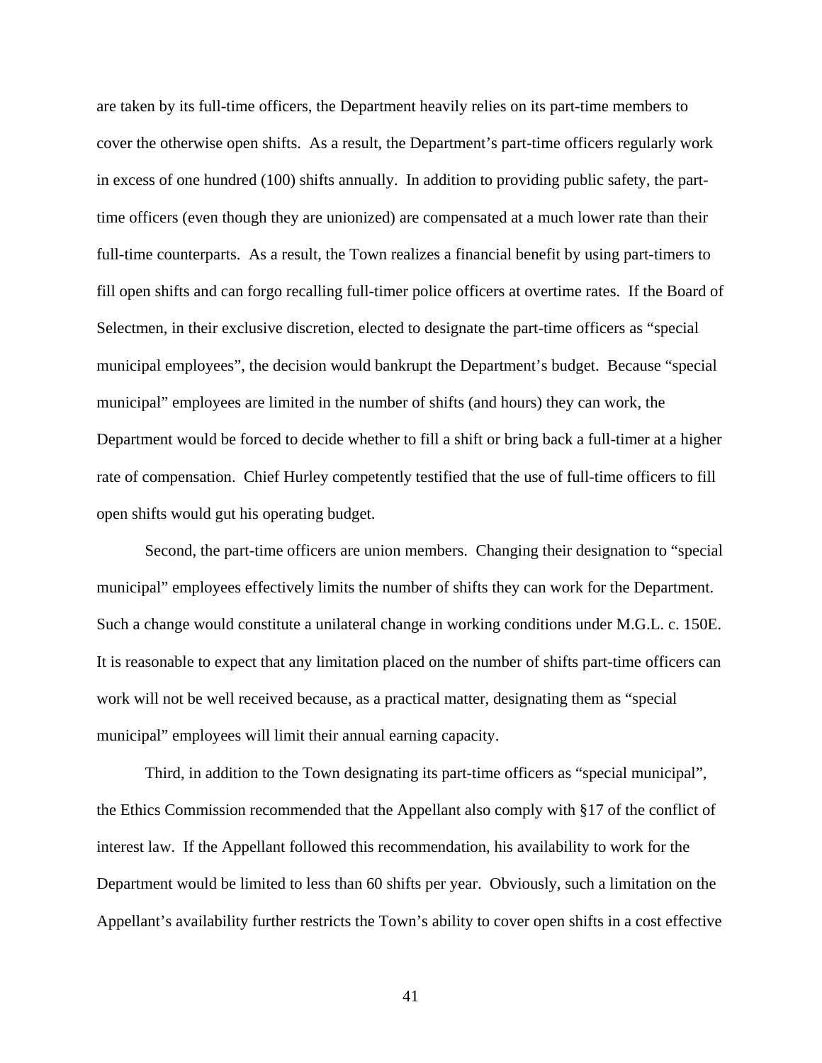are taken by its full-time officers, the Department heavily relies on its part-time members to cover the otherwise open shifts. As a result, the Department's part-time officers regularly work in excess of one hundred (100) shifts annually. In addition to providing public safety, the part-time officers (even though they are unionized) are compensated at a much lower rate than their full-time counterparts. As a result, the Town realizes a financial benefit by using part-timers to fill open shifts and can forgo recalling full-timer police officers at overtime rates. If the Board of Selectmen, in their exclusive discretion, elected to designate the part-time officers as "special municipal employees", the decision would bankrupt the Department's budget. Because "special municipal" employees are limited in the number of shifts (and hours) they can work, the Department would be forced to decide whether to fill a shift or bring back a full-timer at a higher rate of compensation. Chief Hurley competently testified that the use of full-time officers to fill open shifts would gut his operating budget.

Second, the part-time officers are union members. Changing their designation to "special municipal" employees effectively limits the number of shifts they can work for the Department. Such a change would constitute a unilateral change in working conditions under M.G.L. c. 150E. It is reasonable to expect that any limitation placed on the number of shifts part-time officers can work will not be well received because, as a practical matter, designating them as "special municipal" employees will limit their annual earning capacity.

Third, in addition to the Town designating its part-time officers as "special municipal", the Ethics Commission recommended that the Appellant also comply with §17 of the conflict of interest law. If the Appellant followed this recommendation, his availability to work for the Department would be limited to less than 60 shifts per year. Obviously, such a limitation on the Appellant's availability further restricts the Town's ability to cover open shifts in a cost effective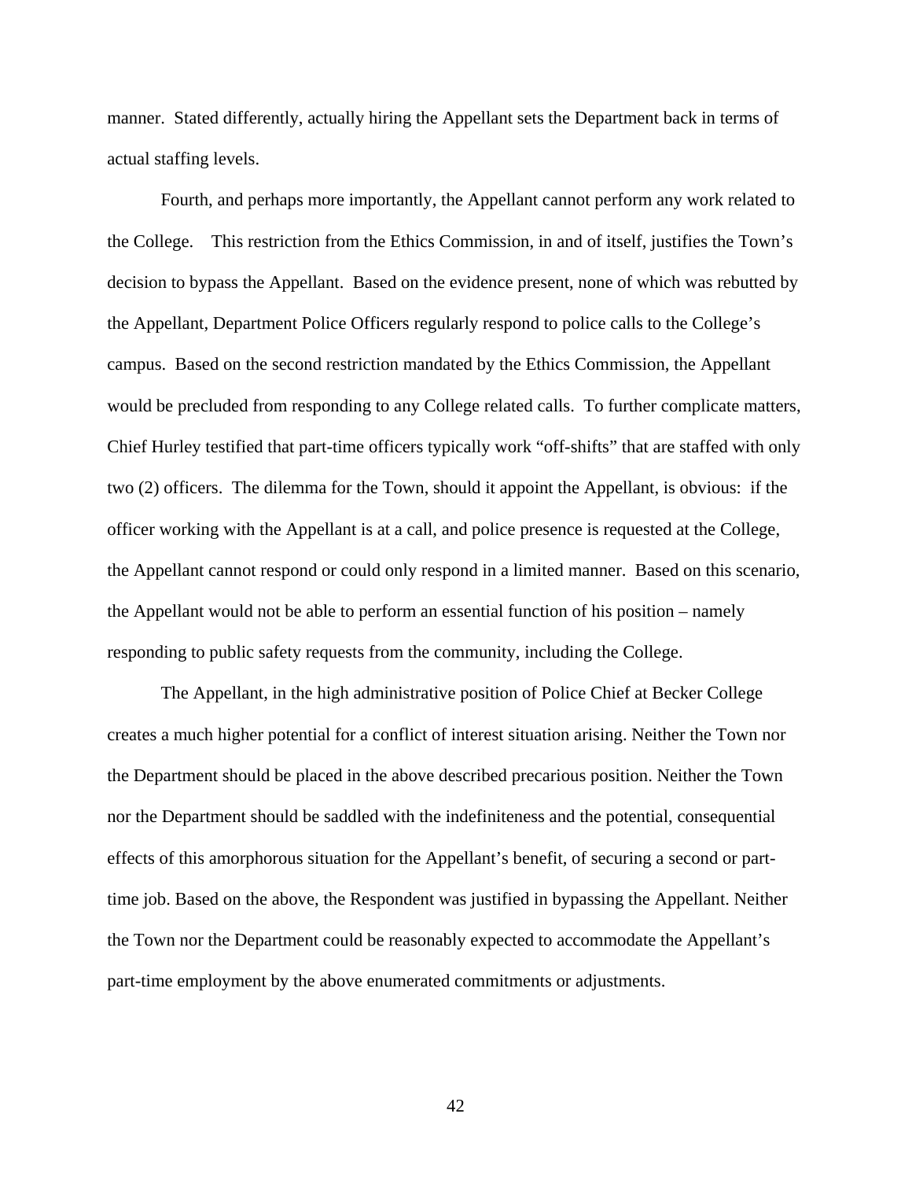manner. Stated differently, actually hiring the Appellant sets the Department back in terms of actual staffing levels.

Fourth, and perhaps more importantly, the Appellant cannot perform any work related to the College. This restriction from the Ethics Commission, in and of itself, justifies the Town's decision to bypass the Appellant. Based on the evidence present, none of which was rebutted by the Appellant, Department Police Officers regularly respond to police calls to the College's campus. Based on the second restriction mandated by the Ethics Commission, the Appellant would be precluded from responding to any College related calls. To further complicate matters, Chief Hurley testified that part-time officers typically work "off-shifts" that are staffed with only two (2) officers. The dilemma for the Town, should it appoint the Appellant, is obvious: if the officer working with the Appellant is at a call, and police presence is requested at the College, the Appellant cannot respond or could only respond in a limited manner. Based on this scenario, the Appellant would not be able to perform an essential function of his position – namely responding to public safety requests from the community, including the College.

The Appellant, in the high administrative position of Police Chief at Becker College creates a much higher potential for a conflict of interest situation arising. Neither the Town nor the Department should be placed in the above described precarious position. Neither the Town nor the Department should be saddled with the indefiniteness and the potential, consequential effects of this amorphorous situation for the Appellant's benefit, of securing a second or part-time job. Based on the above, the Respondent was justified in bypassing the Appellant. Neither the Town nor the Department could be reasonably expected to accommodate the Appellant's part-time employment by the above enumerated commitments or adjustments.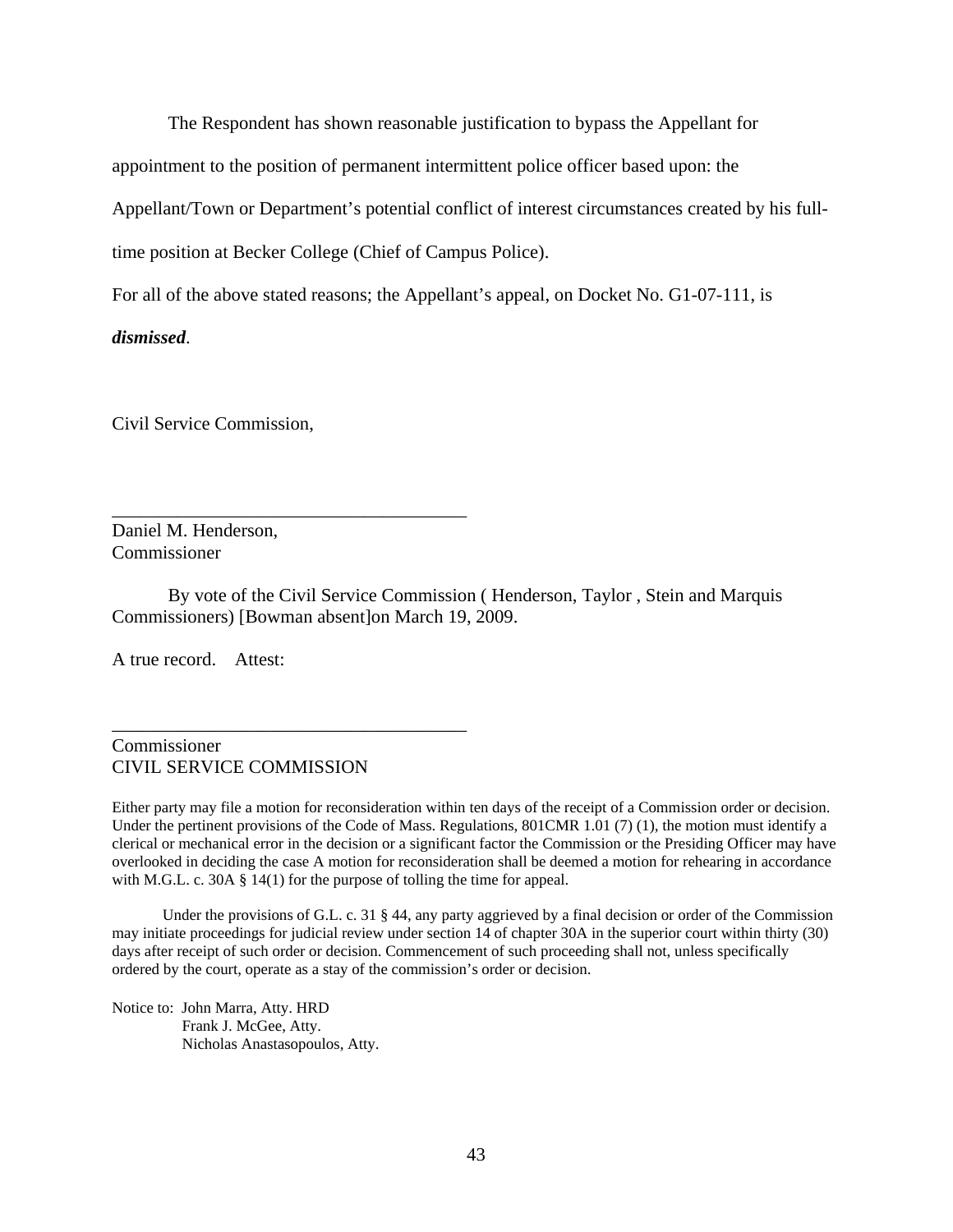The Respondent has shown reasonable justification to bypass the Appellant for appointment to the position of permanent intermittent police officer based upon: the Appellant/Town or Department's potential conflict of interest circumstances created by his full-time position at Becker College (Chief of Campus Police).

For all of the above stated reasons; the Appellant's appeal, on Docket No. G1-07-111, is ***dismissed***.

Civil Service Commission,

_______________________________________
Daniel M. Henderson,
Commissioner

By vote of the Civil Service Commission ( Henderson, Taylor , Stein and Marquis Commissioners) [Bowman absent]on March 19, 2009.

A true record. Attest:

_______________________________________
Commissioner
CIVIL SERVICE COMMISSION

Either party may file a motion for reconsideration within ten days of the receipt of a Commission order or decision. Under the pertinent provisions of the Code of Mass. Regulations, 801CMR 1.01 (7) (1), the motion must identify a clerical or mechanical error in the decision or a significant factor the Commission or the Presiding Officer may have overlooked in deciding the case A motion for reconsideration shall be deemed a motion for rehearing in accordance with M.G.L. c. 30A § 14(1) for the purpose of tolling the time for appeal.

Under the provisions of G.L. c. 31 § 44, any party aggrieved by a final decision or order of the Commission may initiate proceedings for judicial review under section 14 of chapter 30A in the superior court within thirty (30) days after receipt of such order or decision. Commencement of such proceeding shall not, unless specifically ordered by the court, operate as a stay of the commission's order or decision.

Notice to: John Marra, Atty. HRD
Frank J. McGee, Atty.
Nicholas Anastasopoulos, Atty.